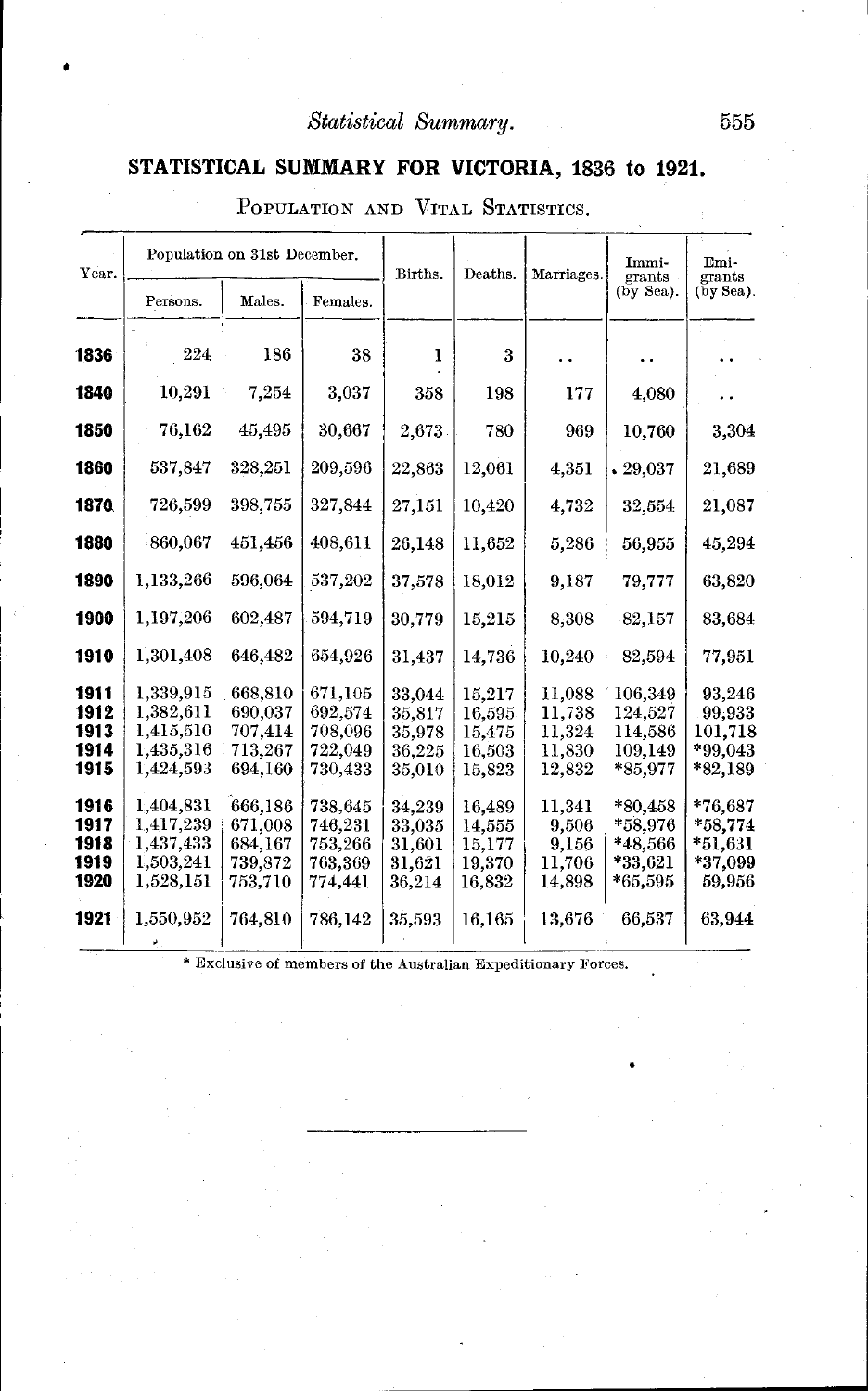# STATISTICAL SUMMARY FOR VICTORIA, 1836 to 1921.

## Population and Vital Statistics.

| Year. | Population on 31st December. | | | Births. | Deaths. | Marriages. | Immigrants (by Sea). | Emigrants (by Sea). |
|---|---|---|---|---|---|---|---|---|
| | Persons. | Males. | Females. | | | | | |
| **1836** | 224 | 186 | 38 | 1 | 3 | .. | .. | .. |
| **1840** | 10,291 | 7,254 | 3,037 | 358 | 198 | 177 | 4,080 | .. |
| **1850** | 76,162 | 45,495 | 30,667 | 2,673 | 780 | 969 | 10,760 | 3,304 |
| **1860** | 537,847 | 328,251 | 209,596 | 22,863 | 12,061 | 4,351 | 29,037 | 21,689 |
| **1870** | 726,599 | 398,755 | 327,844 | 27,151 | 10,420 | 4,732 | 32,554 | 21,087 |
| **1880** | 860,067 | 451,456 | 408,611 | 26,148 | 11,652 | 5,286 | 56,955 | 45,294 |
| **1890** | 1,133,266 | 596,064 | 537,202 | 37,578 | 18,012 | 9,187 | 79,777 | 63,820 |
| **1900** | 1,197,206 | 602,487 | 594,719 | 30,779 | 15,215 | 8,308 | 82,157 | 83,684 |
| **1910** | 1,301,408 | 646,482 | 654,926 | 31,437 | 14,736 | 10,240 | 82,594 | 77,951 |
| **1911** | 1,339,915 | 668,810 | 671,105 | 33,044 | 15,217 | 11,088 | 106,349 | 93,246 |
| **1912** | 1,382,611 | 690,037 | 692,574 | 35,817 | 16,595 | 11,738 | 124,527 | 99,933 |
| **1913** | 1,415,510 | 707,414 | 708,096 | 35,978 | 15,475 | 11,324 | 114,586 | 101,718 |
| **1914** | 1,435,316 | 713,267 | 722,049 | 36,225 | 16,503 | 11,830 | 109,149 | *99,043 |
| **1915** | 1,424,593 | 694,160 | 730,433 | 35,010 | 15,823 | 12,832 | *85,977 | *82,189 |
| **1916** | 1,404,831 | 666,186 | 738,645 | 34,239 | 16,489 | 11,341 | *80,458 | *76,687 |
| **1917** | 1,417,239 | 671,008 | 746,231 | 33,035 | 14,555 | 9,506 | *58,976 | *58,774 |
| **1918** | 1,437,433 | 684,167 | 753,266 | 31,601 | 15,177 | 9,156 | *48,566 | *51,631 |
| **1919** | 1,503,241 | 739,872 | 763,369 | 31,621 | 19,370 | 11,706 | *33,621 | *37,099 |
| **1920** | 1,528,151 | 753,710 | 774,441 | 36,214 | 16,832 | 14,898 | *65,595 | 59,956 |
| **1921** | 1,550,952 | 764,810 | 786,142 | 35,593 | 16,165 | 13,676 | 66,537 | 63,944 |

\* Exclusive of members of the Australian Expeditionary Forces.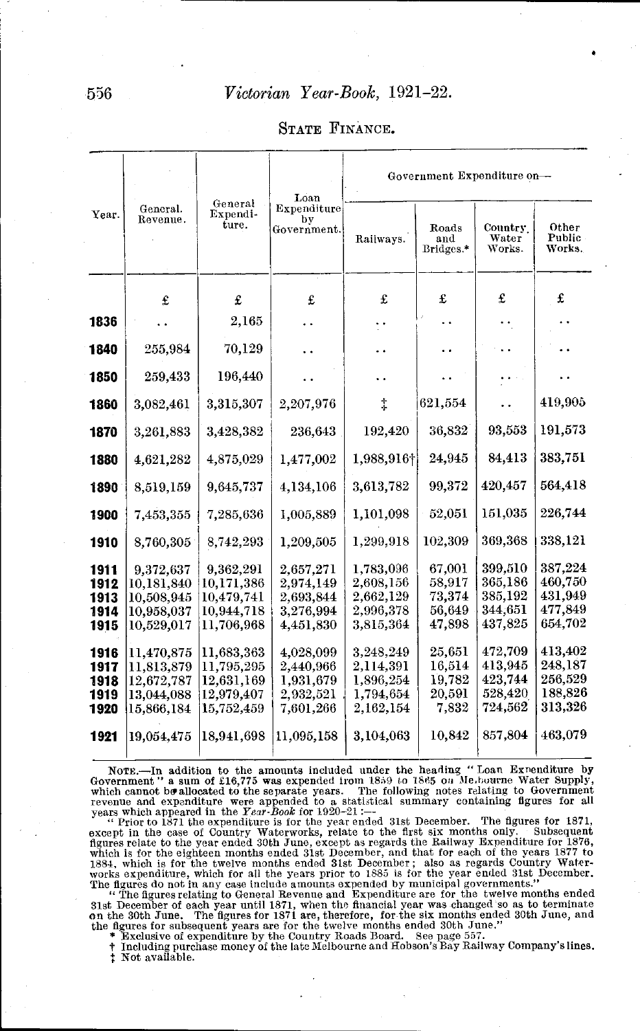## STATE FINANCE.

| Year. | General Revenue. | General Expenditure. | Loan Expenditure by Government. | Government Expenditure on— | | | |
|---|---|---|---|---|---|---|---|
| | | | | Railways. | Roads and Bridges.* | Country Water Works. | Other Public Works. |
| | £ | £ | £ | £ | £ | £ | £ |
| **1836** | .. | 2,165 | .. | .. | .. | .. | .. |
| **1840** | 255,984 | 70,129 | .. | .. | .. | .. | .. |
| **1850** | 259,433 | 196,440 | .. | .. | .. | .. | .. |
| **1860** | 3,082,461 | 3,315,307 | 2,207,976 | ‡ | 621,554 | .. | 419,905 |
| **1870** | 3,261,883 | 3,428,382 | 236,643 | 192,420 | 36,832 | 93,553 | 191,573 |
| **1880** | 4,621,282 | 4,875,029 | 1,477,002 | 1,988,916† | 24,945 | 84,413 | 383,751 |
| **1890** | 8,519,159 | 9,645,737 | 4,134,106 | 3,613,782 | 99,372 | 420,457 | 564,418 |
| **1900** | 7,453,355 | 7,285,636 | 1,005,889 | 1,101,098 | 52,051 | 151,035 | 226,744 |
| **1910** | 8,760,305 | 8,742,293 | 1,209,505 | 1,299,918 | 102,309 | 369,368 | 338,121 |
| **1911** | 9,372,637 | 9,362,291 | 2,657,271 | 1,783,096 | 67,001 | 399,510 | 387,224 |
| **1912** | 10,181,840 | 10,171,386 | 2,974,149 | 2,608,156 | 58,917 | 365,186 | 460,750 |
| **1913** | 10,508,945 | 10,479,741 | 2,693,844 | 2,662,129 | 73,374 | 385,192 | 431,949 |
| **1914** | 10,958,037 | 10,944,718 | 3,276,994 | 2,996,378 | 56,649 | 344,651 | 477,849 |
| **1915** | 10,529,017 | 11,706,968 | 4,451,830 | 3,815,364 | 47,898 | 437,825 | 654,702 |
| **1916** | 11,470,875 | 11,683,363 | 4,028,099 | 3,248,249 | 25,651 | 472,709 | 413,402 |
| **1917** | 11,813,879 | 11,795,295 | 2,440,966 | 2,114,391 | 16,514 | 413,945 | 248,187 |
| **1918** | 12,672,787 | 12,631,169 | 1,931,679 | 1,896,254 | 19,782 | 423,744 | 256,529 |
| **1919** | 13,044,088 | 12,979,407 | 2,932,521 | 1,794,654 | 20,591 | 528,420 | 188,826 |
| **1920** | 15,866,184 | 15,752,459 | 7,601,266 | 2,162,154 | 7,832 | 724,562 | 313,326 |
| **1921** | 19,054,475 | 18,941,698 | 11,095,158 | 3,104,063 | 10,842 | 857,804 | 463,079 |

NOTE.—In addition to the amounts included under the heading "Loan Expenditure by Government" a sum of £16,775 was expended from 1859 to 1865 on Melbourne Water Supply, which cannot be allocated to the separate years. The following notes relating to Government revenue and expenditure were appended to a statistical summary containing figures for all years which appeared in the *Year-Book* for 1920-21:—

"Prior to 1871 the expenditure is for the year ended 31st December. The figures for 1871, except in the case of Country Waterworks, relate to the first six months only. Subsequent figures relate to the year ended 30th June, except as regards the Railway Expenditure for 1876, which is for the eighteen months ended 31st December, and that for each of the years 1877 to 1884, which is for the twelve months ended 31st December; also as regards Country Waterworks expenditure, which for all the years prior to 1885 is for the year ended 31st December. The figures do not in any case include amounts expended by municipal governments."

"The figures relating to General Revenue and Expenditure are for the twelve months ended 31st December of each year until 1871, when the financial year was changed so as to terminate on the 30th June. The figures for 1871 are, therefore, for the six months ended 30th June, and the figures for subsequent years are for the twelve months ended 30th June."

\* Exclusive of expenditure by the Country Roads Board. See page 557.

† Including purchase money of the late Melbourne and Hobson's Bay Railway Company's lines.

‡ Not available.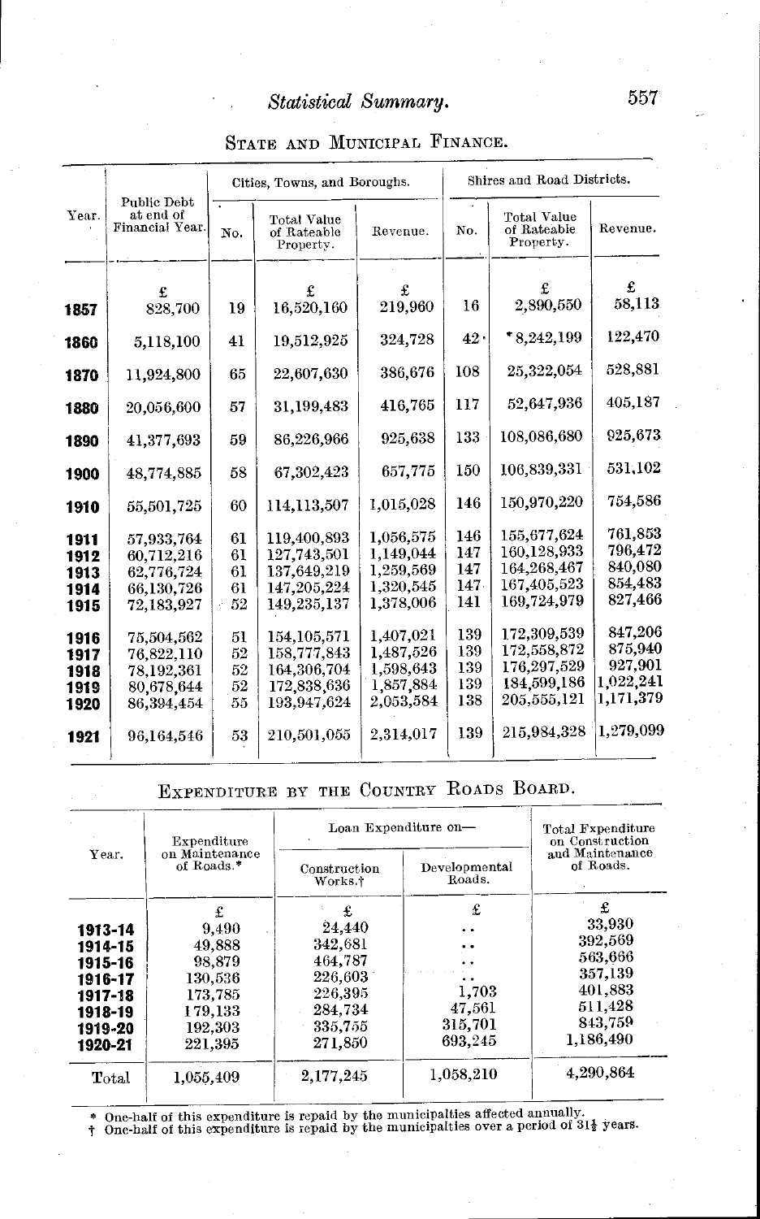## State and Municipal Finance.

| Year. | Public Debt at end of Financial Year. | Cities, Towns, and Boroughs. | | | Shires and Road Districts. | | |
|---|---|---|---|---|---|---|---|
| | | No. | Total Value of Rateable Property. | Revenue. | No. | Total Value of Rateable Property. | Revenue. |
| | £ | | £ | £ | | £ | £ |
| **1857** | 828,700 | 19 | 16,520,160 | 219,960 | 16 | 2,890,550 | 58,113 |
| **1860** | 5,118,100 | 41 | 19,512,925 | 324,728 | 42 | *8,242,199 | 122,470 |
| **1870** | 11,924,800 | 65 | 22,607,630 | 386,676 | 108 | 25,322,054 | 528,881 |
| **1880** | 20,056,600 | 57 | 31,199,483 | 416,765 | 117 | 52,647,936 | 405,187 |
| **1890** | 41,377,693 | 59 | 86,226,966 | 925,638 | 133 | 108,086,680 | 925,673 |
| **1900** | 48,774,885 | 58 | 67,302,423 | 657,775 | 150 | 106,839,331 | 531,102 |
| **1910** | 55,501,725 | 60 | 114,113,507 | 1,015,028 | 146 | 150,970,220 | 754,586 |
| **1911** | 57,933,764 | 61 | 119,400,893 | 1,056,575 | 146 | 155,677,624 | 761,853 |
| **1912** | 60,712,216 | 61 | 127,743,501 | 1,149,044 | 147 | 160,128,933 | 796,472 |
| **1913** | 62,776,724 | 61 | 137,649,219 | 1,259,569 | 147 | 164,268,467 | 840,080 |
| **1914** | 66,130,726 | 61 | 147,205,224 | 1,320,545 | 147 | 167,405,523 | 854,483 |
| **1915** | 72,183,927 | 52 | 149,235,137 | 1,378,006 | 141 | 169,724,979 | 827,466 |
| **1916** | 75,504,562 | 51 | 154,105,571 | 1,407,021 | 139 | 172,309,539 | 847,206 |
| **1917** | 76,822,110 | 52 | 158,777,843 | 1,487,526 | 139 | 172,558,872 | 875,940 |
| **1918** | 78,192,361 | 52 | 164,306,704 | 1,598,643 | 139 | 176,297,529 | 927,901 |
| **1919** | 80,678,644 | 52 | 172,838,636 | 1,857,884 | 139 | 184,599,186 | 1,022,241 |
| **1920** | 86,394,454 | 55 | 193,947,624 | 2,053,584 | 138 | 205,555,121 | 1,171,379 |
| **1921** | 96,164,546 | 53 | 210,501,055 | 2,314,017 | 139 | 215,984,328 | 1,279,099 |

## Expenditure by the Country Roads Board.

| Year. | Expenditure on Maintenance of Roads.* | Loan Expenditure on— | | Total Fxpenditure on Construction and Maintenance of Roads. |
|---|---|---|---|---|
| | | Construction Works.† | Developmental Roads. | |
| | £ | £ | £ | £ |
| **1913-14** | 9,490 | 24,440 | .. | 33,930 |
| **1914-15** | 49,888 | 342,681 | .. | 392,569 |
| **1915-16** | 98,879 | 464,787 | .. | 563,666 |
| **1916-17** | 130,536 | 226,603 | .. | 357,139 |
| **1917-18** | 173,785 | 226,395 | 1,703 | 401,883 |
| **1918-19** | 179,133 | 284,734 | 47,561 | 511,428 |
| **1919-20** | 192,303 | 335,755 | 315,701 | 843,759 |
| **1920-21** | 221,395 | 271,850 | 693,245 | 1,186,490 |
| Total | 1,055,409 | 2,177,245 | 1,058,210 | 4,290,864 |

\* One-half of this expenditure is repaid by the municipalties affected annually.
† One-half of this expenditure is repaid by the municipalties over a period of 31½ years.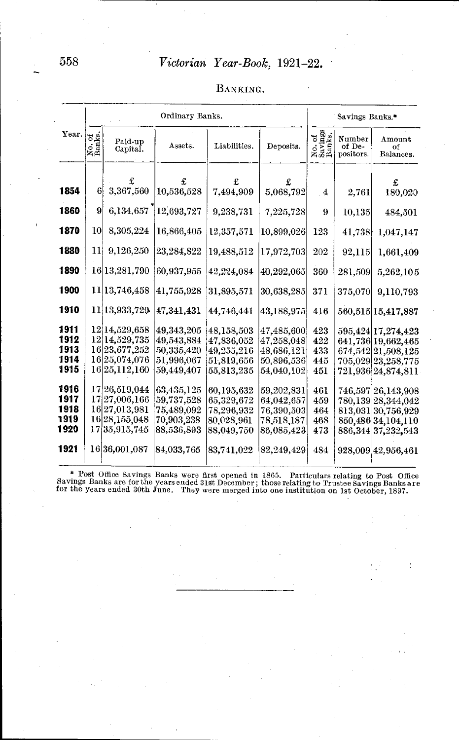## Banking.

| Year. | Ordinary Banks. | | | | | Savings Banks.* | | |
|---|---|---|---|---|---|---|---|---|
| | No. of Banks. | Paid-up Capital. | Assets. | Liabilities. | Deposits. | No. of Savings Banks. | Number of Depositors. | Amount of Balances. |
| | | £ | £ | £ | £ | | | £ |
| **1854** | 6 | 3,367,560 | 10,536,528 | 7,494,909 | 5,068,792 | 4 | 2,761 | 180,020 |
| **1860** | 9 | 6,134,657 | 12,693,727 | 9,238,731 | 7,225,728 | 9 | 10,135 | 484,501 |
| **1870** | 10 | 8,305,224 | 16,866,405 | 12,357,571 | 10,899,026 | 123 | 41,738 | 1,047,147 |
| **1880** | 11 | 9,126,250 | 23,284,822 | 19,488,512 | 17,972,703 | 202 | 92,115 | 1,661,409 |
| **1890** | 16 | 13,281,790 | 60,937,955 | 42,224,084 | 40,292,065 | 360 | 281,509 | 5,262,105 |
| **1900** | 11 | 13,746,458 | 41,755,928 | 31,895,571 | 30,638,285 | 371 | 375,070 | 9,110,793 |
| **1910** | 11 | 13,933,729 | 47,341,431 | 44,746,441 | 43,188,975 | 416 | 560,515 | 15,417,887 |
| **1911** | 12 | 14,529,658 | 49,343,205 | 48,158,503 | 47,485,600 | 423 | 595,424 | 17,274,423 |
| **1912** | 12 | 14,529,735 | 49,543,884 | 47,836,052 | 47,258,048 | 422 | 641,736 | 19,662,465 |
| **1913** | 16 | 23,677,252 | 50,335,420 | 49,255,216 | 48,686,121 | 433 | 674,542 | 21,508,125 |
| **1914** | 16 | 25,074,076 | 51,996,067 | 51,819,656 | 50,896,536 | 445 | 705,029 | 23,258,775 |
| **1915** | 16 | 25,112,160 | 59,449,407 | 55,813,235 | 54,040,102 | 451 | 721,936 | 24,874,811 |
| **1916** | 17 | 26,519,044 | 63,435,125 | 60,195,632 | 59,202,831 | 461 | 746,597 | 26,143,908 |
| **1917** | 17 | 27,006,166 | 59,737,528 | 65,329,672 | 64,042,657 | 459 | 780,139 | 28,344,042 |
| **1918** | 16 | 27,013,981 | 75,489,092 | 78,296,932 | 76,390,503 | 464 | 813,031 | 30,756,929 |
| **1919** | 16 | 28,155,048 | 70,903,238 | 80,028,961 | 78,518,187 | 468 | 850,486 | 34,104,110 |
| **1920** | 17 | 35,915,745 | 88,536,893 | 88,049,750 | 86,085,423 | 473 | 886,344 | 37,232,543 |
| **1921** | 16 | 36,001,087 | 84,033,765 | 83,741,022 | 82,249,429 | 484 | 928,009 | 42,956,461 |

\* Post Office Savings Banks were first opened in 1865. Particulars relating to Post Office Savings Banks are for the years ended 31st December; those relating to Trustee Savings Banks are for the years ended 30th June. They were merged into one institution on 1st October, 1897.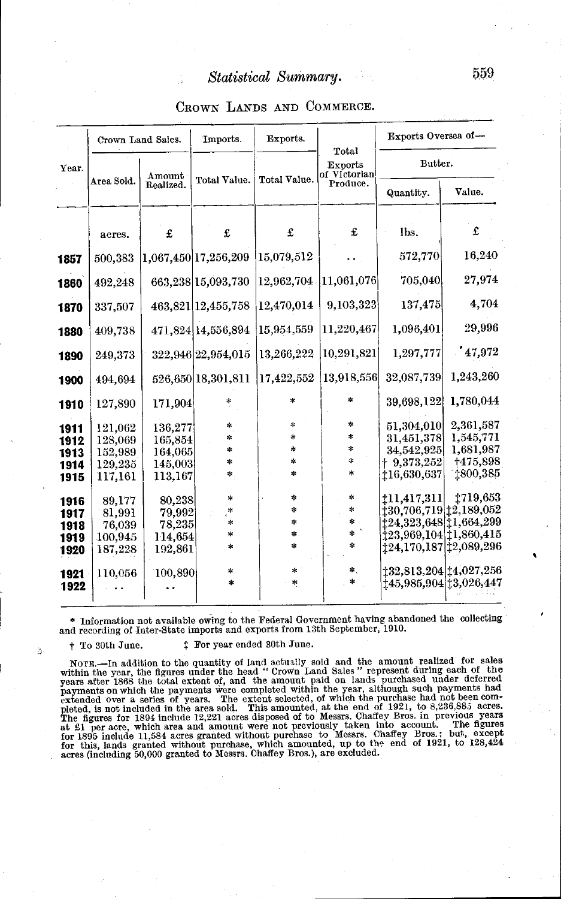## Statistical Summary.

### Crown Lands and Commerce.

| Year. | Crown Land Sales. | | Imports. | Exports. | Total Exports of Victorian Produce. | Exports Oversea of— | |
|---|---|---|---|---|---|---|---|
| | | | | | | Butter. | |
| | Area Sold. | Amount Realized. | Total Value. | Total Value. | | Quantity. | Value. |
| | acres. | £ | £ | £ | £ | lbs. | £ |
| **1857** | 500,383 | 1,067,450 | 17,256,209 | 15,079,512 | .. | 572,770 | 16,240 |
| **1860** | 492,248 | 663,238 | 15,093,730 | 12,962,704 | 11,061,076 | 705,040 | 27,974 |
| **1870** | 337,507 | 463,821 | 12,455,758 | 12,470,014 | 9,103,323 | 137,475 | 4,704 |
| **1880** | 409,738 | 471,824 | 14,556,894 | 15,954,559 | 11,220,467 | 1,096,401 | 29,996 |
| **1890** | 249,373 | 322,946 | 22,954,015 | 13,266,222 | 10,291,821 | 1,297,777 | 47,972 |
| **1900** | 494,694 | 526,650 | 18,301,811 | 17,422,552 | 13,918,556 | 32,087,739 | 1,243,260 |
| **1910** | 127,890 | 171,904 | * | * | * | 39,698,122 | 1,780,044 |
| **1911** | 121,062 | 136,277 | * | * | * | 51,304,010 | 2,361,587 |
| **1912** | 128,069 | 165,854 | * | * | * | 31,451,378 | 1,545,771 |
| **1913** | 152,989 | 164,065 | * | * | * | 34,542,925 | 1,681,987 |
| **1914** | 129,235 | 145,003 | * | * | * | † 9,373,252 | †475,898 |
| **1915** | 117,161 | 113,167 | * | * | * | ‡16,630,637 | ‡800,385 |
| **1916** | 89,177 | 80,238 | * | * | * | ‡11,417,311 | ‡719,653 |
| **1917** | 81,991 | 79,992 | * | * | * | ‡30,706,719 | ‡2,189,052 |
| **1918** | 76,039 | 78,235 | * | * | * | ‡24,323,648 | ‡1,664,299 |
| **1919** | 100,945 | 114,654 | * | * | * | ‡23,969,104 | ‡1,860,415 |
| **1920** | 187,228 | 192,861 | * | * | * | ‡24,170,187 | ‡2,089,296 |
| **1921** | 110,056 | 100,890 | * | * | * | ‡32,813,204 | ‡4,027,256 |
| **1922** | .. | .. | * | * | * | ‡45,985,904 | ‡3,026,447 |

\* Information not available owing to the Federal Government having abandoned the collecting and recording of Inter-State imports and exports from 13th September, 1910.

† To 30th June. ‡ For year ended 30th June.

Note.—In addition to the quantity of land actually sold and the amount realized for sales within the year, the figures under the head "Crown Land Sales" represent during each of the years after 1868 the total extent of, and the amount paid on lands purchased under deferred payments on which the payments were completed within the year, although such payments had extended over a series of years. The extent selected, of which the purchase had not been completed, is not included in the area sold. This amounted, at the end of 1921, to 8,236,885 acres. The figures for 1894 include 12,221 acres disposed of to Messrs. Chaffey Bros. in previous years at £1 per acre, which area and amount were not previously taken into account. The figures for 1895 include 11,584 acres granted without purchase to Messrs. Chaffey Bros.; but, except for this, lands granted without purchase, which amounted, up to the end of 1921, to 128,424 acres (including 50,000 granted to Messrs. Chaffey Bros.), are excluded.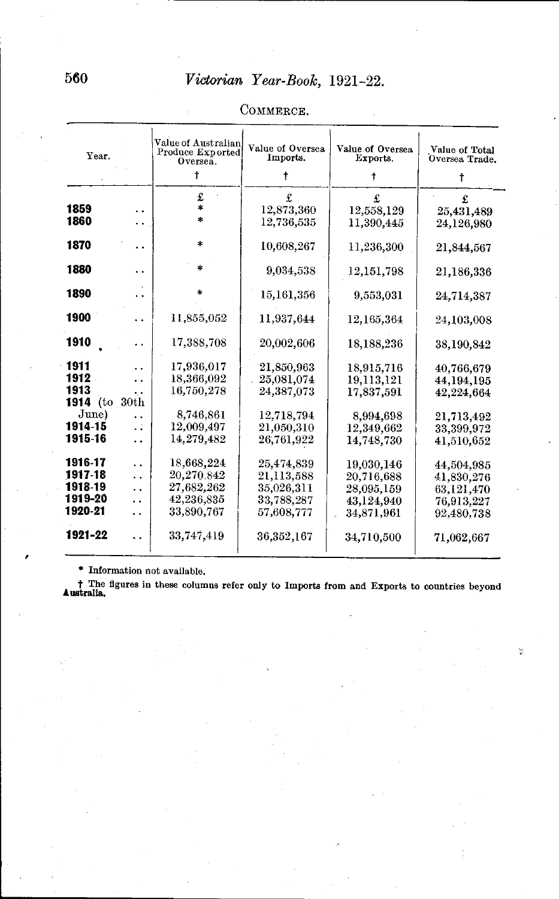COMMERCE.

| Year. | Value of Australian Produce Exported Oversea. † | Value of Oversea Imports. † | Value of Oversea Exports. † | Value of Total Oversea Trade. † |
|---|---|---|---|---|
| | £ | £ | £ | £ |
| 1859 .. | * | 12,873,360 | 12,558,129 | 25,431,489 |
| 1860 .. | * | 12,736,535 | 11,390,445 | 24,126,980 |
| 1870 .. | * | 10,608,267 | 11,236,300 | 21,844,567 |
| 1880 .. | * | 9,034,538 | 12,151,798 | 21,186,336 |
| 1890 .. | * | 15,161,356 | 9,553,031 | 24,714,387 |
| 1900 .. | 11,855,052 | 11,937,644 | 12,165,364 | 24,103,008 |
| 1910 .. | 17,388,708 | 20,002,606 | 18,188,236 | 38,190,842 |
| 1911 .. | 17,936,017 | 21,850,963 | 18,915,716 | 40,766,679 |
| 1912 .. | 18,366,092 | 25,081,074 | 19,113,121 | 44,194,195 |
| 1913 .. | 16,750,278 | 24,387,073 | 17,837,591 | 42,224,664 |
| 1914 (to 30th June) .. | 8,746,861 | 12,718,794 | 8,994,698 | 21,713,492 |
| 1914-15 .. | 12,009,497 | 21,050,310 | 12,349,662 | 33,399,972 |
| 1915-16 .. | 14,279,482 | 26,761,922 | 14,748,730 | 41,510,652 |
| 1916-17 .. | 18,668,224 | 25,474,839 | 19,030,146 | 44,504,985 |
| 1917-18 .. | 20,270,842 | 21,113,588 | 20,716,688 | 41,830,276 |
| 1918-19 .. | 27,682,262 | 35,026,311 | 28,095,159 | 63,121,470 |
| 1919-20 .. | 42,236,835 | 33,788,287 | 43,124,940 | 76,913,227 |
| 1920-21 .. | 33,890,767 | 57,608,777 | 34,871,961 | 92,480,738 |
| 1921-22 .. | 33,747,419 | 36,352,167 | 34,710,500 | 71,062,667 |

\* Information not available.

† The figures in these columns refer only to Imports from and Exports to countries beyond Australia.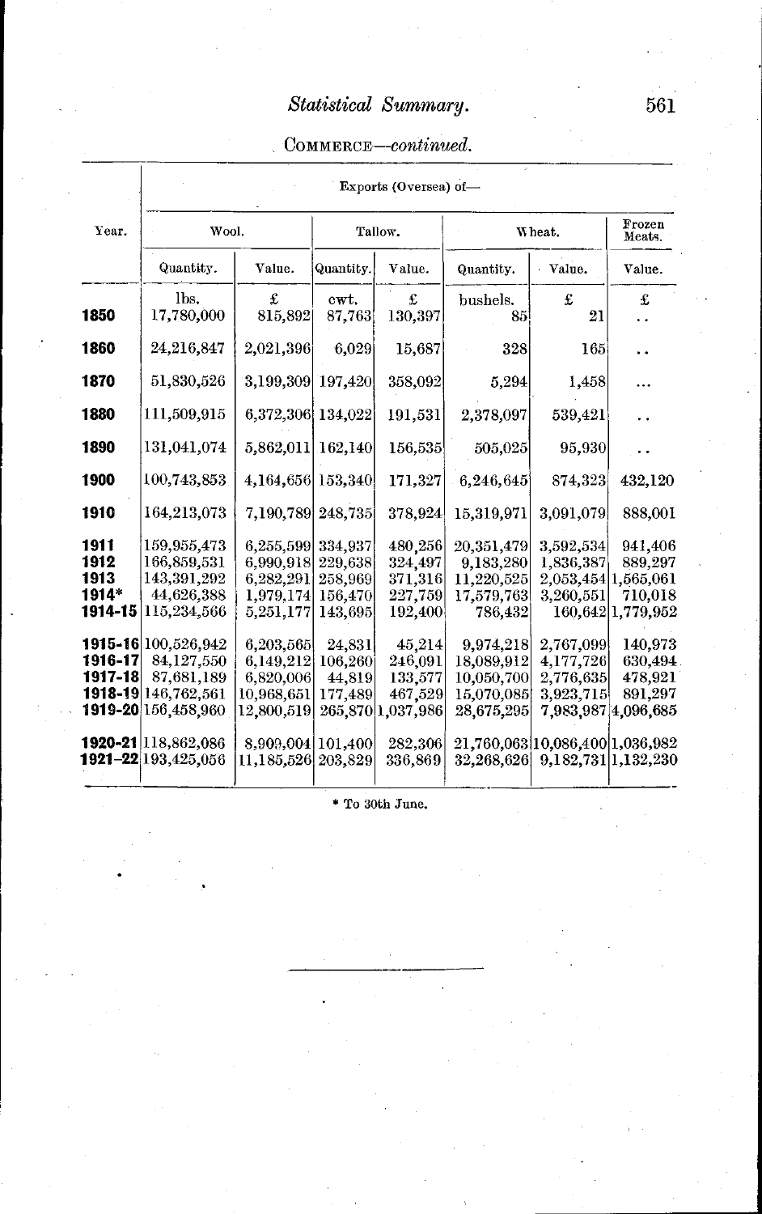# Statistical Summary.

COMMERCE—*continued.*

| Year. | Exports (Oversea) of— | | | | | | |
|---|---|---|---|---|---|---|---|
| | Wool. | | Tallow. | | Wheat. | | Frozen Meats. |
| | Quantity. | Value. | Quantity. | Value. | Quantity. | Value. | Value. |
| | lbs. | £ | cwt. | £ | bushels. | £ | £ |
| **1850** | 17,780,000 | 815,892 | 87,763 | 130,397 | 85 | 21 | .. |
| **1860** | 24,216,847 | 2,021,396 | 6,029 | 15,687 | 328 | 165 | .. |
| **1870** | 51,830,526 | 3,199,309 | 197,420 | 358,092 | 5,294 | 1,458 | ... |
| **1880** | 111,509,915 | 6,372,306 | 134,022 | 191,531 | 2,378,097 | 539,421 | .. |
| **1890** | 131,041,074 | 5,862,011 | 162,140 | 156,535 | 505,025 | 95,930 | .. |
| **1900** | 100,743,853 | 4,164,656 | 153,340 | 171,327 | 6,246,645 | 874,323 | 432,120 |
| **1910** | 164,213,073 | 7,190,789 | 248,735 | 378,924 | 15,319,971 | 3,091,079 | 888,001 |
| **1911** | 159,955,473 | 6,255,599 | 334,937 | 480,256 | 20,351,479 | 3,592,534 | 941,406 |
| **1912** | 166,859,531 | 6,990,918 | 229,638 | 324,497 | 9,183,280 | 1,836,387 | 889,297 |
| **1913** | 143,391,292 | 6,282,291 | 258,969 | 371,316 | 11,220,525 | 2,053,454 | 1,565,061 |
| **1914*** | 44,626,388 | 1,979,174 | 156,470 | 227,759 | 17,579,763 | 3,260,551 | 710,018 |
| **1914-15** | 115,234,566 | 5,251,177 | 143,695 | 192,400 | 786,432 | 160,642 | 1,779,952 |
| **1915-16** | 100,526,942 | 6,203,565 | 24,831 | 45,214 | 9,974,218 | 2,767,099 | 140,973 |
| **1916-17** | 84,127,550 | 6,149,212 | 106,260 | 246,091 | 18,089,912 | 4,177,726 | 630,494 |
| **1917-18** | 87,681,189 | 6,820,006 | 44,819 | 133,577 | 10,050,700 | 2,776,635 | 478,921 |
| **1918-19** | 146,762,561 | 10,968,651 | 177,489 | 467,529 | 15,070,085 | 3,923,715 | 891,297 |
| **1919-20** | 156,458,960 | 12,800,519 | 265,870 | 1,037,986 | 28,675,295 | 7,983,987 | 4,096,685 |
| **1920-21** | 118,862,086 | 8,909,004 | 101,400 | 282,306 | 21,760,063 | 10,086,400 | 1,036,982 |
| **1921-22** | 193,425,056 | 11,185,526 | 203,829 | 336,869 | 32,268,626 | 9,182,731 | 1,132,230 |

\* To 30th June.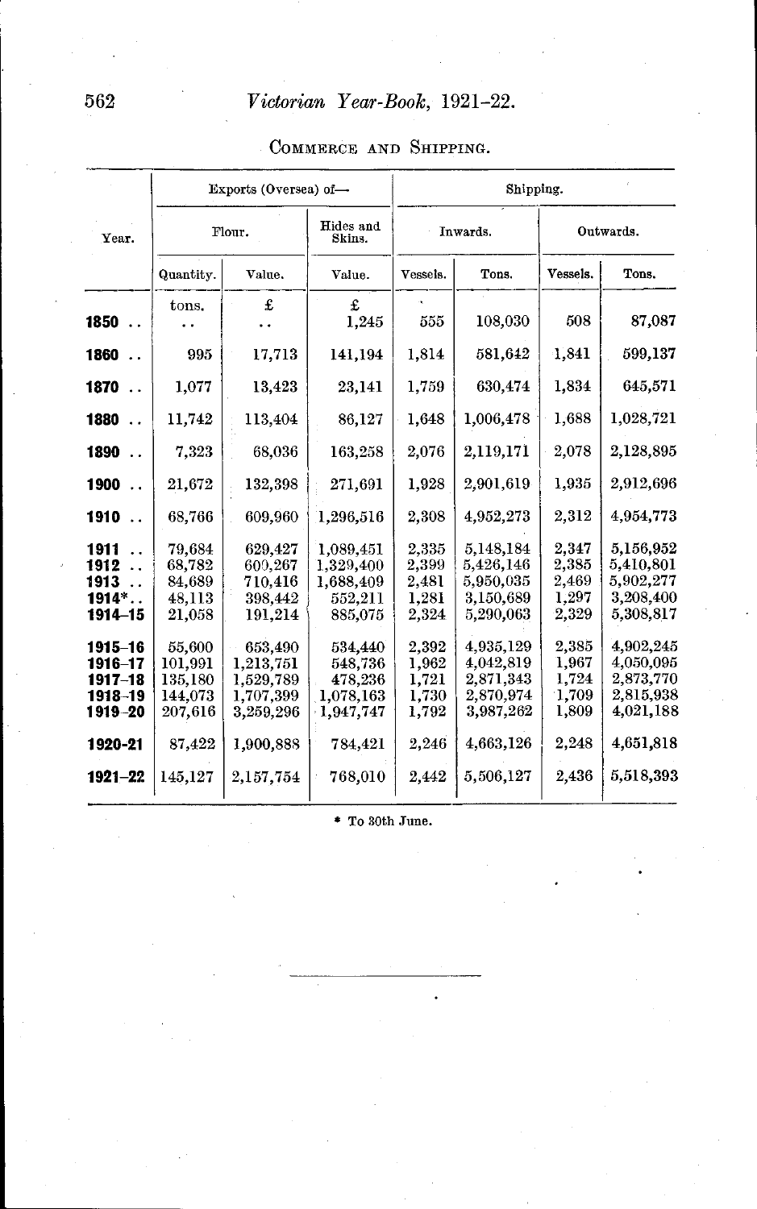COMMERCE AND SHIPPING.

| Year. | Exports (Oversea) of— | | | Shipping. | | | |
|---|---|---|---|---|---|---|---|
| | Flour. | | Hides and Skins. | Inwards. | | Outwards. | |
| | Quantity. | Value. | Value. | Vessels. | Tons. | Vessels. | Tons. |
| | tons. | £ | £ | | | | |
| **1850** .. | .. | .. | 1,245 | 555 | 108,030 | 508 | 87,087 |
| **1860** .. | 995 | 17,713 | 141,194 | 1,814 | 581,642 | 1,841 | 599,137 |
| **1870** .. | 1,077 | 13,423 | 23,141 | 1,759 | 630,474 | 1,834 | 645,571 |
| **1880** .. | 11,742 | 113,404 | 86,127 | 1,648 | 1,006,478 | 1,688 | 1,028,721 |
| **1890** .. | 7,323 | 68,036 | 163,258 | 2,076 | 2,119,171 | 2,078 | 2,128,895 |
| **1900** .. | 21,672 | 132,398 | 271,691 | 1,928 | 2,901,619 | 1,935 | 2,912,696 |
| **1910** .. | 68,766 | 609,960 | 1,296,516 | 2,308 | 4,952,273 | 2,312 | 4,954,773 |
| **1911** .. | 79,684 | 629,427 | 1,089,451 | 2,335 | 5,148,184 | 2,347 | 5,156,952 |
| **1912** .. | 68,782 | 600,267 | 1,329,400 | 2,399 | 5,426,146 | 2,385 | 5,410,801 |
| **1913** .. | 84,689 | 710,416 | 1,688,409 | 2,481 | 5,950,035 | 2,469 | 5,902,277 |
| **1914***.. | 48,113 | 398,442 | 552,211 | 1,281 | 3,150,689 | 1,297 | 3,208,400 |
| **1914–15** | 21,058 | 191,214 | 885,075 | 2,324 | 5,290,063 | 2,329 | 5,308,817 |
| **1915–16** | 55,600 | 653,490 | 534,440 | 2,392 | 4,935,129 | 2,385 | 4,902,245 |
| **1916–17** | 101,991 | 1,213,751 | 548,736 | 1,962 | 4,042,819 | 1,967 | 4,050,095 |
| **1917–18** | 135,180 | 1,529,789 | 478,236 | 1,721 | 2,871,343 | 1,724 | 2,873,770 |
| **1918–19** | 144,073 | 1,707,399 | 1,078,163 | 1,730 | 2,870,974 | 1,709 | 2,815,938 |
| **1919–20** | 207,616 | 3,259,296 | 1,947,747 | 1,792 | 3,987,262 | 1,809 | 4,021,188 |
| **1920-21** | 87,422 | 1,900,888 | 784,421 | 2,246 | 4,663,126 | 2,248 | 4,651,818 |
| **1921–22** | 145,127 | 2,157,754 | 768,010 | 2,442 | 5,506,127 | 2,436 | 5,518,393 |

\* To 30th June.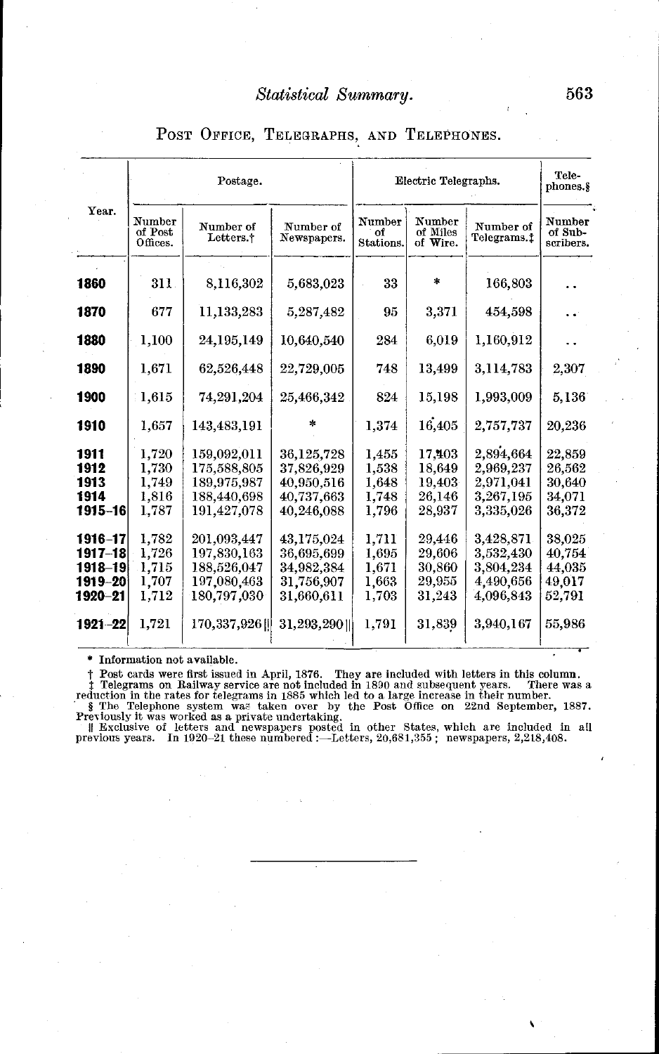## Post Office, Telegraphs, and Telephones.

| Year. | Postage. | | | Electric Telegraphs. | | | Telephones.§ |
|---|---|---|---|---|---|---|---|
| | Number of Post Offices. | Number of Letters.† | Number of Newspapers. | Number of Stations. | Number of Miles of Wire. | Number of Telegrams.‡ | Number of Subscribers. |
| **1860** | 311 | 8,116,302 | 5,683,023 | 33 | * | 166,803 | .. |
| **1870** | 677 | 11,133,283 | 5,287,482 | 95 | 3,371 | 454,598 | .. |
| **1880** | 1,100 | 24,195,149 | 10,640,540 | 284 | 6,019 | 1,160,912 | .. |
| **1890** | 1,671 | 62,526,448 | 22,729,005 | 748 | 13,499 | 3,114,783 | 2,307 |
| **1900** | 1,615 | 74,291,204 | 25,466,342 | 824 | 15,198 | 1,993,009 | 5,136 |
| **1910** | 1,657 | 143,483,191 | * | 1,374 | 16,405 | 2,757,737 | 20,236 |
| **1911** | 1,720 | 159,092,011 | 36,125,728 | 1,455 | 17,403 | 2,894,664 | 22,859 |
| **1912** | 1,730 | 175,588,805 | 37,826,929 | 1,538 | 18,649 | 2,969,237 | 26,562 |
| **1913** | 1,749 | 189,975,987 | 40,950,516 | 1,648 | 19,403 | 2,971,041 | 30,640 |
| **1914** | 1,816 | 188,440,698 | 40,737,663 | 1,748 | 26,146 | 3,267,195 | 34,071 |
| **1915–16** | 1,787 | 191,427,078 | 40,246,088 | 1,796 | 28,937 | 3,335,026 | 36,372 |
| **1916–17** | 1,782 | 201,093,447 | 43,175,024 | 1,711 | 29,446 | 3,428,871 | 38,025 |
| **1917–18** | 1,726 | 197,830,163 | 36,695,699 | 1,695 | 29,606 | 3,532,430 | 40,754 |
| **1918–19** | 1,715 | 188,526,047 | 34,982,384 | 1,671 | 30,860 | 3,804,234 | 44,035 |
| **1919–20** | 1,707 | 197,080,463 | 31,756,907 | 1,663 | 29,955 | 4,490,656 | 49,017 |
| **1920–21** | 1,712 | 180,797,030 | 31,660,611 | 1,703 | 31,243 | 4,096,843 | 52,791 |
| **1921–22** | 1,721 | 170,337,926‖ | 31,293,290‖ | 1,791 | 31,839 | 3,940,167 | 55,986 |

\* Information not available.

† Post cards were first issued in April, 1876. They are included with letters in this column.

‡ Telegrams on Railway service are not included in 1890 and subsequent years. There was a reduction in the rates for telegrams in 1885 which led to a large increase in their number.

§ The Telephone system was taken over by the Post Office on 22nd September, 1887. Previously it was worked as a private undertaking.

‖ Exclusive of letters and newspapers posted in other States, which are included in all previous years. In 1920–21 these numbered:—Letters, 20,681,355; newspapers, 2,218,408.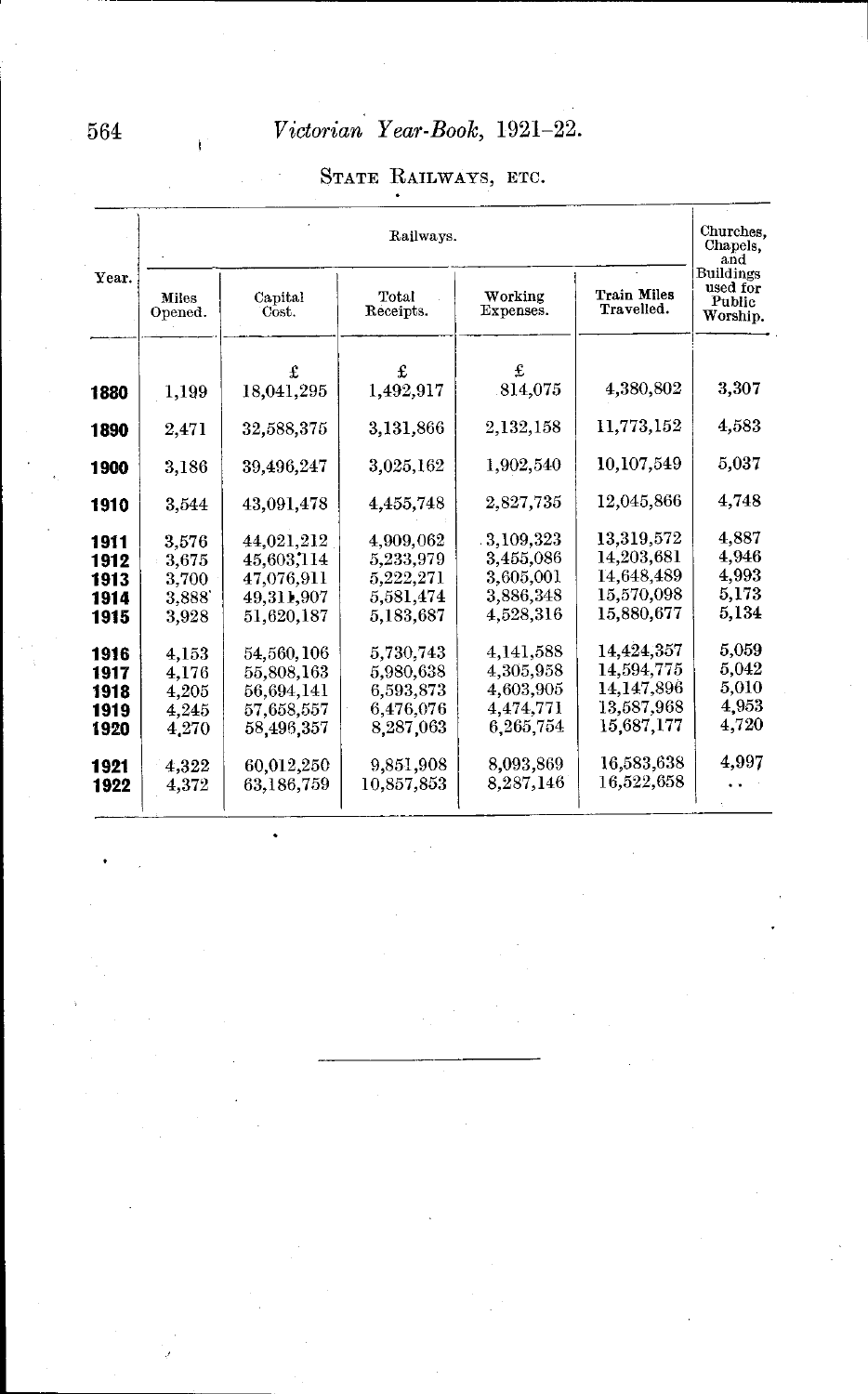## STATE RAILWAYS, ETC.

| Year. | Railways. | | | | | Churches, Chapels, and Buildings used for Public Worship. |
|---|---|---|---|---|---|---|
| | Miles Opened. | Capital Cost. | Total Receipts. | Working Expenses. | Train Miles Travelled. | |
| | | £ | £ | £ | | |
| 1880 | 1,199 | 18,041,295 | 1,492,917 | 814,075 | 4,380,802 | 3,307 |
| 1890 | 2,471 | 32,588,375 | 3,131,866 | 2,132,158 | 11,773,152 | 4,583 |
| 1900 | 3,186 | 39,496,247 | 3,025,162 | 1,902,540 | 10,107,549 | 5,037 |
| 1910 | 3,544 | 43,091,478 | 4,455,748 | 2,827,735 | 12,045,866 | 4,748 |
| 1911 | 3,576 | 44,021,212 | 4,909,062 | 3,109,323 | 13,319,572 | 4,887 |
| 1912 | 3,675 | 45,603,114 | 5,233,979 | 3,455,086 | 14,203,681 | 4,946 |
| 1913 | 3,700 | 47,076,911 | 5,222,271 | 3,605,001 | 14,648,489 | 4,993 |
| 1914 | 3,888 | 49,311,907 | 5,581,474 | 3,886,348 | 15,570,098 | 5,173 |
| 1915 | 3,928 | 51,620,187 | 5,183,687 | 4,528,316 | 15,880,677 | 5,134 |
| 1916 | 4,153 | 54,560,106 | 5,730,743 | 4,141,588 | 14,424,357 | 5,059 |
| 1917 | 4,176 | 55,808,163 | 5,980,638 | 4,305,958 | 14,594,775 | 5,042 |
| 1918 | 4,205 | 56,694,141 | 6,593,873 | 4,603,905 | 14,147,896 | 5,010 |
| 1919 | 4,245 | 57,658,557 | 6,476,076 | 4,474,771 | 13,587,968 | 4,953 |
| 1920 | 4,270 | 58,496,357 | 8,287,063 | 6,265,754 | 15,687,177 | 4,720 |
| 1921 | 4,322 | 60,012,250 | 9,851,908 | 8,093,869 | 16,583,638 | 4,997 |
| 1922 | 4,372 | 63,186,759 | 10,857,853 | 8,287,146 | 16,522,658 | .. |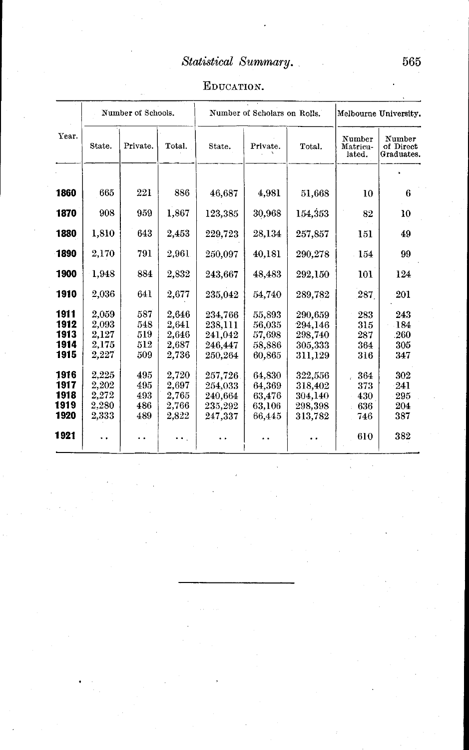## EDUCATION.

| Year. | Number of Schools. | | | Number of Scholars on Rolls. | | | Melbourne University. | |
|---|---|---|---|---|---|---|---|---|
| | State. | Private. | Total. | State. | Private. | Total. | Number Matriculated. | Number of Direct Graduates. |
| **1860** | 665 | 221 | 886 | 46,687 | 4,981 | 51,668 | 10 | 6 |
| **1870** | 908 | 959 | 1,867 | 123,385 | 30,968 | 154,353 | 82 | 10 |
| **1880** | 1,810 | 643 | 2,453 | 229,723 | 28,134 | 257,857 | 151 | 49 |
| **1890** | 2,170 | 791 | 2,961 | 250,097 | 40,181 | 290,278 | 154 | 99 |
| **1900** | 1,948 | 884 | 2,832 | 243,667 | 48,483 | 292,150 | 101 | 124 |
| **1910** | 2,036 | 641 | 2,677 | 235,042 | 54,740 | 289,782 | 287 | 201 |
| **1911** | 2,059 | 587 | 2,646 | 234,766 | 55,893 | 290,659 | 283 | 243 |
| **1912** | 2,093 | 548 | 2,641 | 238,111 | 56,035 | 294,146 | 315 | 184 |
| **1913** | 2,127 | 519 | 2,646 | 241,042 | 57,698 | 298,740 | 287 | 260 |
| **1914** | 2,175 | 512 | 2,687 | 246,447 | 58,886 | 305,333 | 364 | 305 |
| **1915** | 2,227 | 509 | 2,736 | 250,264 | 60,865 | 311,129 | 316 | 347 |
| **1916** | 2,225 | 495 | 2,720 | 257,726 | 64,830 | 322,556 | 364 | 302 |
| **1917** | 2,202 | 495 | 2,697 | 254,033 | 64,369 | 318,402 | 373 | 241 |
| **1918** | 2,272 | 493 | 2,765 | 240,664 | 63,476 | 304,140 | 430 | 295 |
| **1919** | 2,280 | 486 | 2,766 | 235,292 | 63,106 | 298,398 | 636 | 204 |
| **1920** | 2,333 | 489 | 2,822 | 247,337 | 66,445 | 313,782 | 746 | 387 |
| **1921** | .. | .. | .. | .. | .. | .. | 610 | 382 |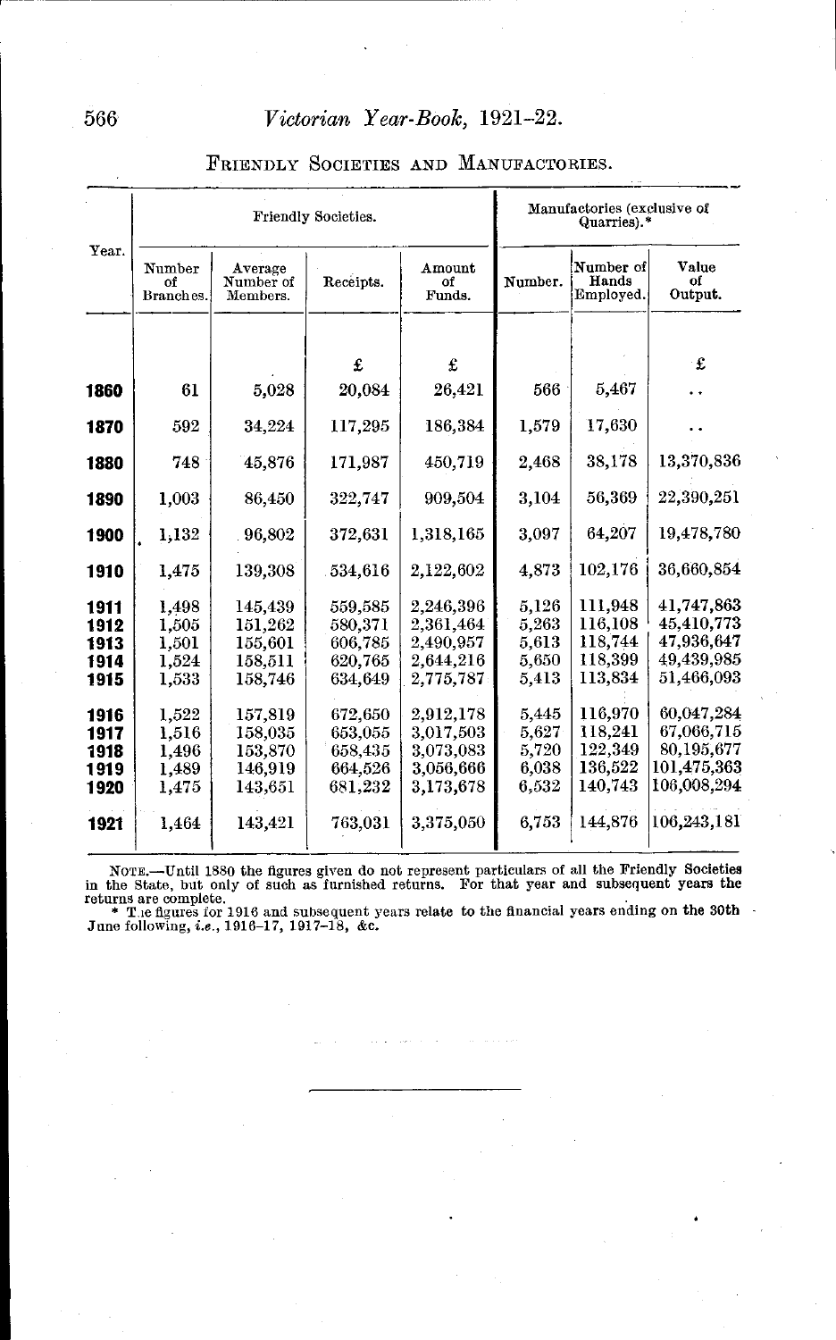## Friendly Societies and Manufactories.

| Year. | Friendly Societies. | | | | Manufactories (exclusive of Quarries).* | | |
|---|---|---|---|---|---|---|---|
| | Number of Branches. | Average Number of Members. | Receipts. | Amount of Funds. | Number. | Number of Hands Employed. | Value of Output. |
| | | | £ | £ | | | £ |
| **1860** | 61 | 5,028 | 20,084 | 26,421 | 566 | 5,467 | .. |
| **1870** | 592 | 34,224 | 117,295 | 186,384 | 1,579 | 17,630 | .. |
| **1880** | 748 | 45,876 | 171,987 | 450,719 | 2,468 | 38,178 | 13,370,836 |
| **1890** | 1,003 | 86,450 | 322,747 | 909,504 | 3,104 | 56,369 | 22,390,251 |
| **1900** | 1,132 | 96,802 | 372,631 | 1,318,165 | 3,097 | 64,207 | 19,478,780 |
| **1910** | 1,475 | 139,308 | 534,616 | 2,122,602 | 4,873 | 102,176 | 36,660,854 |
| **1911** | 1,498 | 145,439 | 559,585 | 2,246,396 | 5,126 | 111,948 | 41,747,863 |
| **1912** | 1,505 | 151,262 | 580,371 | 2,361,464 | 5,263 | 116,108 | 45,410,773 |
| **1913** | 1,501 | 155,601 | 606,785 | 2,490,957 | 5,613 | 118,744 | 47,936,647 |
| **1914** | 1,524 | 158,511 | 620,765 | 2,644,216 | 5,650 | 118,399 | 49,439,985 |
| **1915** | 1,533 | 158,746 | 634,649 | 2,775,787 | 5,413 | 113,834 | 51,466,093 |
| **1916** | 1,522 | 157,819 | 672,650 | 2,912,178 | 5,445 | 116,970 | 60,047,284 |
| **1917** | 1,516 | 158,035 | 653,055 | 3,017,503 | 5,627 | 118,241 | 67,066,715 |
| **1918** | 1,496 | 153,870 | 658,435 | 3,073,083 | 5,720 | 122,349 | 80,195,677 |
| **1919** | 1,489 | 146,919 | 664,526 | 3,056,666 | 6,038 | 136,522 | 101,475,363 |
| **1920** | 1,475 | 143,651 | 681,232 | 3,173,678 | 6,532 | 140,743 | 106,008,294 |
| **1921** | 1,464 | 143,421 | 763,031 | 3,375,050 | 6,753 | 144,876 | 106,243,181 |

Note.—Until 1880 the figures given do not represent particulars of all the Friendly Societies in the State, but only of such as furnished returns. For that year and subsequent years the returns are complete.

* The figures for 1916 and subsequent years relate to the financial years ending on the 30th June following, *i.e.*, 1916–17, 1917–18, &c.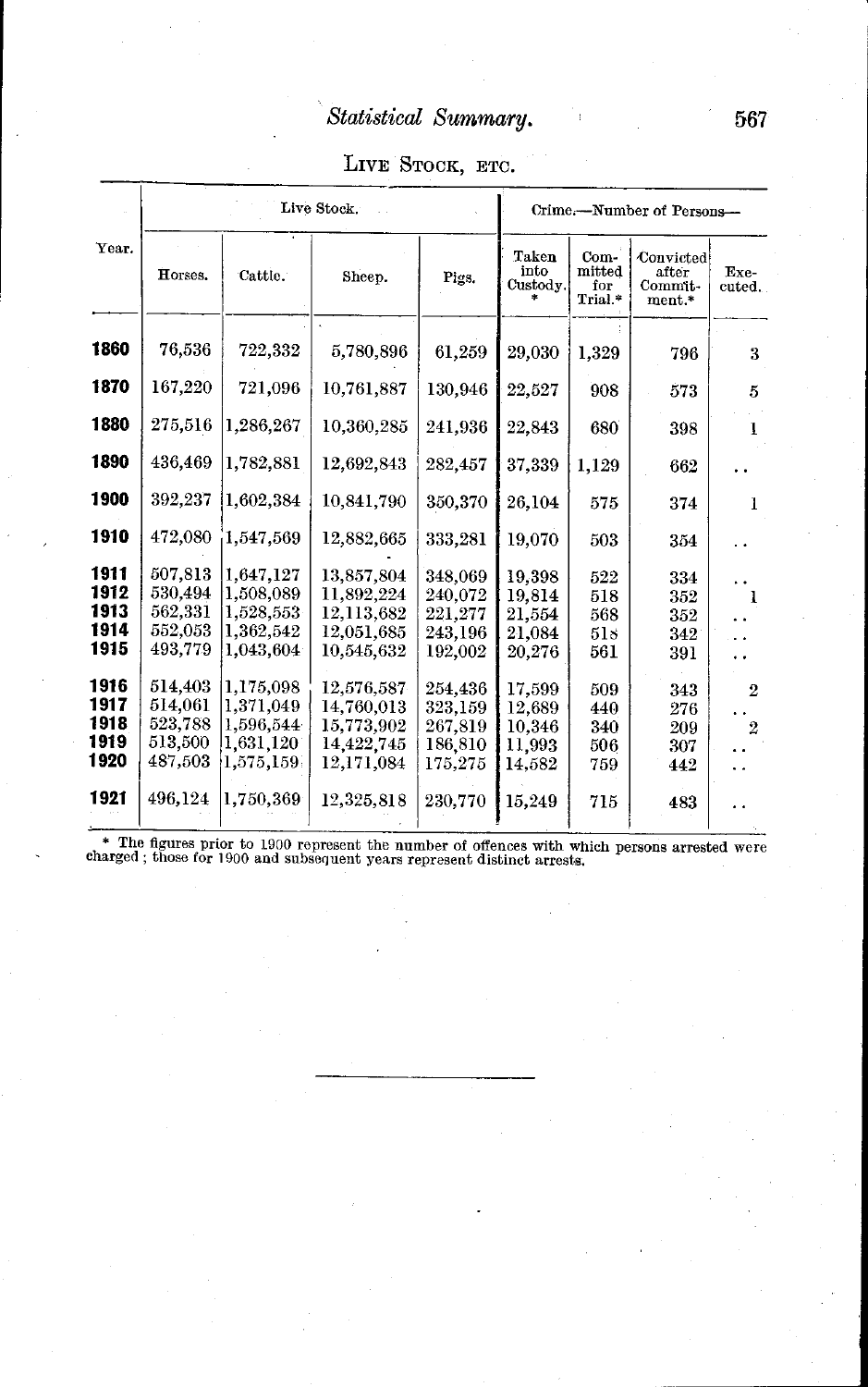## Statistical Summary.

### LIVE STOCK, ETC.

| Year. | Live Stock. | | | | Crime.—Number of Persons— | | | |
|---|---|---|---|---|---|---|---|---|
| | Horses. | Cattle. | Sheep. | Pigs. | Taken into Custody.* | Committed for Trial.* | Convicted after Commitment.* | Executed. |
| 1860 | 76,536 | 722,332 | 5,780,896 | 61,259 | 29,030 | 1,329 | 796 | 3 |
| 1870 | 167,220 | 721,096 | 10,761,887 | 130,946 | 22,527 | 908 | 573 | 5 |
| 1880 | 275,516 | 1,286,267 | 10,360,285 | 241,936 | 22,843 | 680 | 398 | 1 |
| 1890 | 436,469 | 1,782,881 | 12,692,843 | 282,457 | 37,339 | 1,129 | 662 | .. |
| 1900 | 392,237 | 1,602,384 | 10,841,790 | 350,370 | 26,104 | 575 | 374 | 1 |
| 1910 | 472,080 | 1,547,569 | 12,882,665 | 333,281 | 19,070 | 503 | 354 | .. |
| 1911 | 507,813 | 1,647,127 | 13,857,804 | 348,069 | 19,398 | 522 | 334 | .. |
| 1912 | 530,494 | 1,508,089 | 11,892,224 | 240,072 | 19,814 | 518 | 352 | 1 |
| 1913 | 562,331 | 1,528,553 | 12,113,682 | 221,277 | 21,554 | 568 | 352 | .. |
| 1914 | 552,053 | 1,362,542 | 12,051,685 | 243,196 | 21,084 | 518 | 342 | .. |
| 1915 | 493,779 | 1,043,604 | 10,545,632 | 192,002 | 20,276 | 561 | 391 | .. |
| 1916 | 514,403 | 1,175,098 | 12,576,587 | 254,436 | 17,599 | 509 | 343 | 2 |
| 1917 | 514,061 | 1,371,049 | 14,760,013 | 323,159 | 12,689 | 440 | 276 | .. |
| 1918 | 523,788 | 1,596,544 | 15,773,902 | 267,819 | 10,346 | 340 | 209 | 2 |
| 1919 | 513,500 | 1,631,120 | 14,422,745 | 186,810 | 11,993 | 506 | 307 | .. |
| 1920 | 487,503 | 1,575,159 | 12,171,084 | 175,275 | 14,582 | 759 | 442 | .. |
| 1921 | 496,124 | 1,750,369 | 12,325,818 | 230,770 | 15,249 | 715 | 483 | .. |

\* The figures prior to 1900 represent the number of offences with which persons arrested were charged; those for 1900 and subsequent years represent distinct arrests.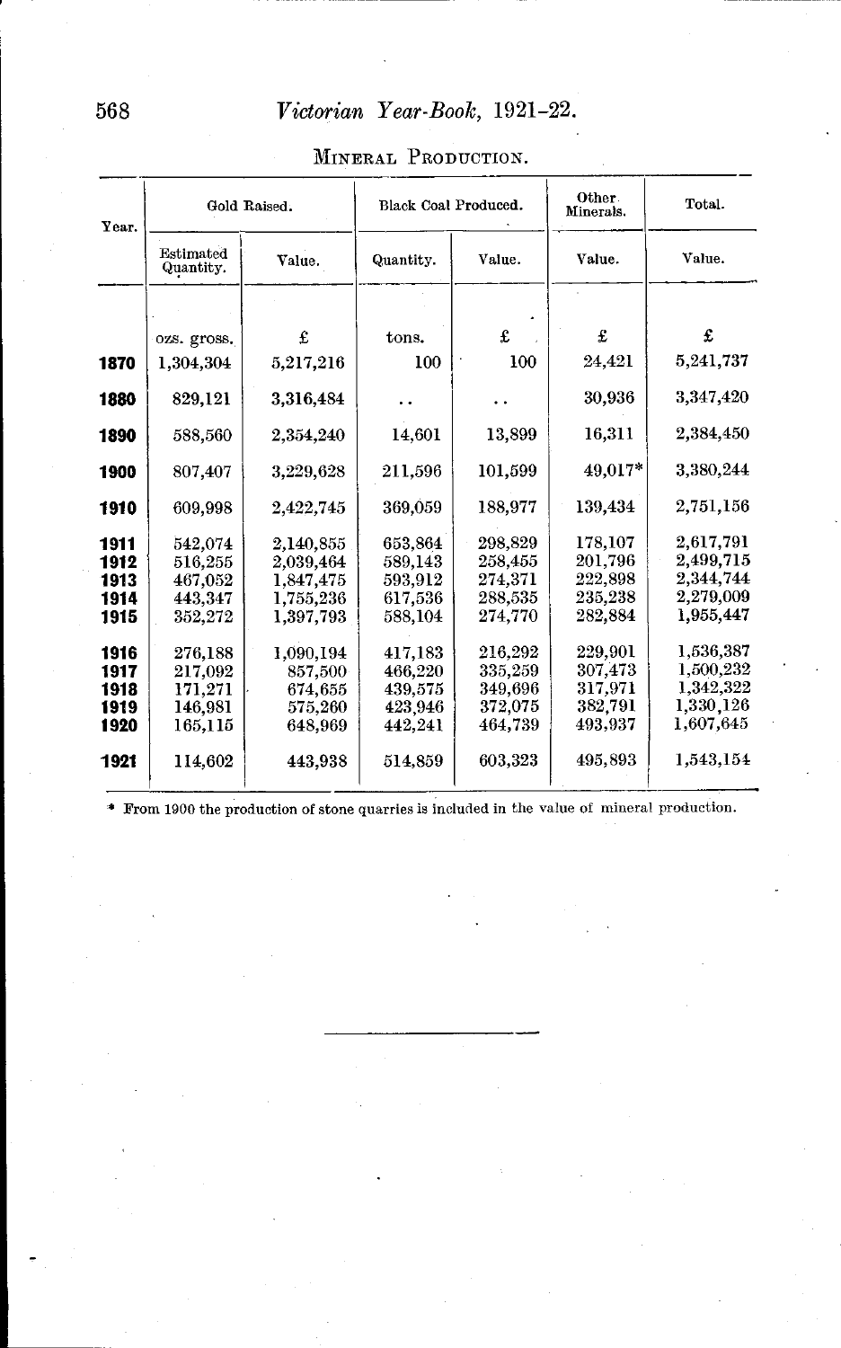## Mineral Production.

| Year. | Gold Raised. | | Black Coal Produced. | | Other Minerals. | Total. |
|---|---|---|---|---|---|---|
| | Estimated Quantity. | Value. | Quantity. | Value. | Value. | Value. |
| | ozs. gross. | £ | tons. | £ | £ | £ |
| **1870** | 1,304,304 | 5,217,216 | 100 | 100 | 24,421 | 5,241,737 |
| **1880** | 829,121 | 3,316,484 | .. | .. | 30,936 | 3,347,420 |
| **1890** | 588,560 | 2,354,240 | 14,601 | 13,899 | 16,311 | 2,384,450 |
| **1900** | 807,407 | 3,229,628 | 211,596 | 101,599 | 49,017* | 3,380,244 |
| **1910** | 609,998 | 2,422,745 | 369,059 | 188,977 | 139,434 | 2,751,156 |
| **1911** | 542,074 | 2,140,855 | 653,864 | 298,829 | 178,107 | 2,617,791 |
| **1912** | 516,255 | 2,039,464 | 589,143 | 258,455 | 201,796 | 2,499,715 |
| **1913** | 467,052 | 1,847,475 | 593,912 | 274,371 | 222,898 | 2,344,744 |
| **1914** | 443,347 | 1,755,236 | 617,536 | 288,535 | 235,238 | 2,279,009 |
| **1915** | 352,272 | 1,397,793 | 588,104 | 274,770 | 282,884 | 1,955,447 |
| **1916** | 276,188 | 1,090,194 | 417,183 | 216,292 | 229,901 | 1,536,387 |
| **1917** | 217,092 | 857,500 | 466,220 | 335,259 | 307,473 | 1,500,232 |
| **1918** | 171,271 | 674,655 | 439,575 | 349,696 | 317,971 | 1,342,322 |
| **1919** | 146,981 | 575,260 | 423,946 | 372,075 | 382,791 | 1,330,126 |
| **1920** | 165,115 | 648,969 | 442,241 | 464,739 | 493,937 | 1,607,645 |
| **1921** | 114,602 | 443,938 | 514,859 | 603,323 | 495,893 | 1,543,154 |

\* From 1900 the production of stone quarries is included in the value of mineral production.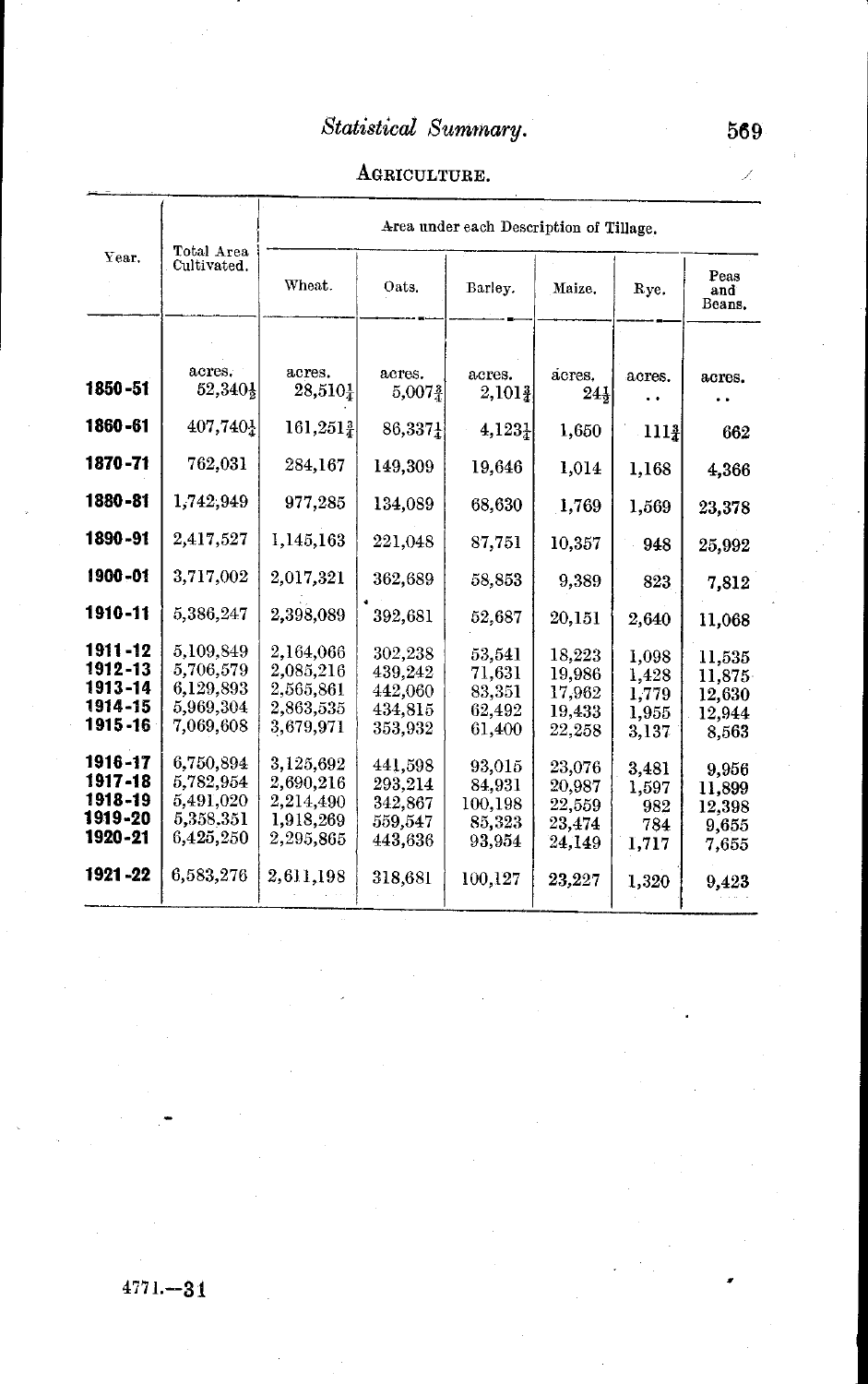## AGRICULTURE.

| Year. | Total Area Cultivated. | Area under each Description of Tillage. | | | | | |
|---|---|---|---|---|---|---|---|
| | | Wheat. | Oats. | Barley. | Maize. | Rye. | Peas and Beans. |
| | acres. | acres. | acres. | acres. | acres. | acres. | acres. |
| 1850-51 | 52,340½ | 28,510¼ | 5,007¾ | 2,101¾ | 24½ | .. | .. |
| 1860-61 | 407,740¼ | 161,251¾ | 86,337¼ | 4,123¼ | 1,650 | 111¾ | 662 |
| 1870-71 | 762,031 | 284,167 | 149,309 | 19,646 | 1,014 | 1,168 | 4,366 |
| 1880-81 | 1,742,949 | 977,285 | 134,089 | 68,630 | 1,769 | 1,569 | 23,378 |
| 1890-91 | 2,417,527 | 1,145,163 | 221,048 | 87,751 | 10,357 | 948 | 25,992 |
| 1900-01 | 3,717,002 | 2,017,321 | 362,689 | 58,853 | 9,389 | 823 | 7,812 |
| 1910-11 | 5,386,247 | 2,398,089 | 392,681 | 52,687 | 20,151 | 2,640 | 11,068 |
| 1911-12 | 5,109,849 | 2,164,066 | 302,238 | 53,541 | 18,223 | 1,098 | 11,535 |
| 1912-13 | 5,706,579 | 2,085,216 | 439,242 | 71,631 | 19,986 | 1,428 | 11,875 |
| 1913-14 | 6,129,893 | 2,565,861 | 442,060 | 83,351 | 17,962 | 1,779 | 12,630 |
| 1914-15 | 5,969,304 | 2,863,535 | 434,815 | 62,492 | 19,433 | 1,955 | 12,944 |
| 1915-16 | 7,069,608 | 3,679,971 | 353,932 | 61,400 | 22,258 | 3,137 | 8,563 |
| 1916-17 | 6,750,894 | 3,125,692 | 441,598 | 93,015 | 23,076 | 3,481 | 9,956 |
| 1917-18 | 5,782,954 | 2,690,216 | 293,214 | 84,931 | 20,987 | 1,597 | 11,899 |
| 1918-19 | 5,491,020 | 2,214,490 | 342,867 | 100,198 | 22,559 | 982 | 12,398 |
| 1919-20 | 5,358,351 | 1,918,269 | 559,547 | 85,323 | 23,474 | 784 | 9,655 |
| 1920-21 | 6,425,250 | 2,295,865 | 443,636 | 93,954 | 24,149 | 1,717 | 7,655 |
| 1921-22 | 6,583,276 | 2,611,198 | 318,681 | 100,127 | 23,227 | 1,320 | 9,423 |

4771.—31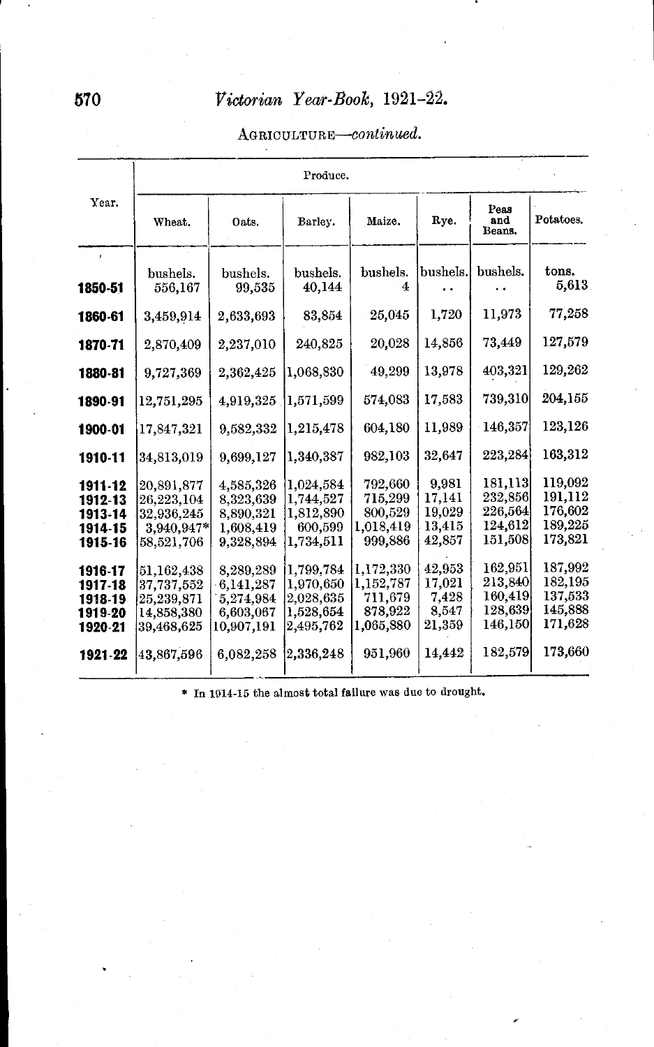AGRICULTURE—*continued.*

| Year. | Produce. | | | | | | |
|---|---|---|---|---|---|---|---|
| | Wheat. | Oats. | Barley. | Maize. | Rye. | Peas and Beans. | Potatoes. |
| | bushels. | bushels. | bushels. | bushels. | bushels. | bushels. | tons. |
| 1850-51 | 556,167 | 99,535 | 40,144 | 4 | .. | .. | 5,613 |
| 1860-61 | 3,459,914 | 2,633,693 | 83,854 | 25,045 | 1,720 | 11,973 | 77,258 |
| 1870-71 | 2,870,409 | 2,237,010 | 240,825 | 20,028 | 14,856 | 73,449 | 127,579 |
| 1880-81 | 9,727,369 | 2,362,425 | 1,068,830 | 49,299 | 13,978 | 403,321 | 129,262 |
| 1890-91 | 12,751,295 | 4,919,325 | 1,571,599 | 574,083 | 17,583 | 739,310 | 204,155 |
| 1900-01 | 17,847,321 | 9,582,332 | 1,215,478 | 604,180 | 11,989 | 146,357 | 123,126 |
| 1910-11 | 34,813,019 | 9,699,127 | 1,340,387 | 982,103 | 32,647 | 223,284 | 163,312 |
| 1911-12 | 20,891,877 | 4,585,326 | 1,024,584 | 792,660 | 9,981 | 181,113 | 119,092 |
| 1912-13 | 26,223,104 | 8,323,639 | 1,744,527 | 715,299 | 17,141 | 232,856 | 191,112 |
| 1913-14 | 32,936,245 | 8,890,321 | 1,812,890 | 800,529 | 19,029 | 226,564 | 176,602 |
| 1914-15 | 3,940,947* | 1,608,419 | 600,599 | 1,018,419 | 13,415 | 124,612 | 189,225 |
| 1915-16 | 58,521,706 | 9,328,894 | 1,734,511 | 999,886 | 42,857 | 151,508 | 173,821 |
| 1916-17 | 51,162,438 | 8,289,289 | 1,799,784 | 1,172,330 | 42,953 | 162,951 | 187,992 |
| 1917-18 | 37,737,552 | 6,141,287 | 1,970,650 | 1,152,787 | 17,021 | 213,840 | 182,195 |
| 1918-19 | 25,239,871 | 5,274,984 | 2,028,635 | 711,679 | 7,428 | 160,419 | 137,533 |
| 1919-20 | 14,858,380 | 6,603,067 | 1,528,654 | 878,922 | 8,547 | 128,639 | 145,888 |
| 1920-21 | 39,468,625 | 10,907,191 | 2,495,762 | 1,065,880 | 21,359 | 146,150 | 171,628 |
| 1921-22 | 43,867,596 | 6,082,258 | 2,336,248 | 951,960 | 14,442 | 182,579 | 173,660 |

* In 1914-15 the almost total failure was due to drought.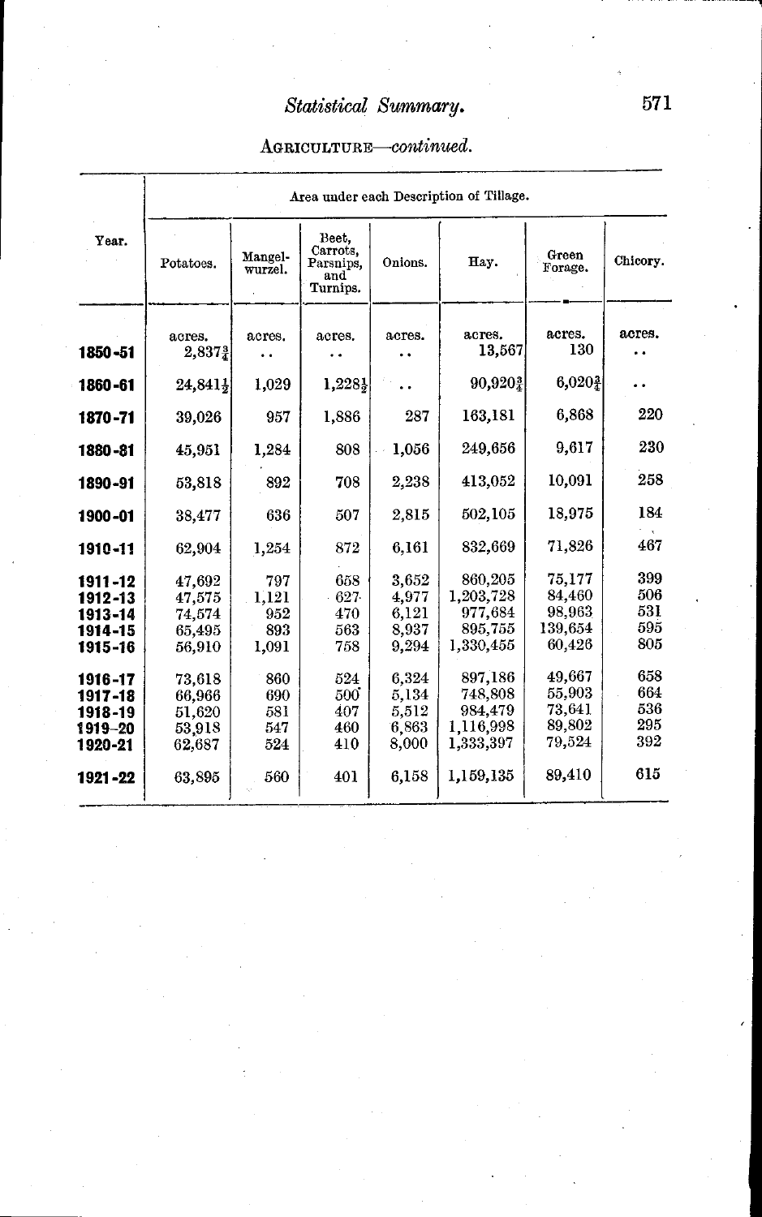## Statistical Summary.

AGRICULTURE—*continued.*

| Year. | Area under each Description of Tillage. | | | | | | |
|---|---|---|---|---|---|---|---|
| | Potatoes. | Mangel-wurzel. | Beet, Carrots, Parsnips, and Turnips. | Onions. | Hay. | Green Forage. | Chicory. |
| | acres. | acres. | acres. | acres. | acres. | acres. | acres. |
| 1850-51 | 2,837¾ | .. | .. | .. | 13,567 | 130 | .. |
| 1860-61 | 24,841½ | 1,029 | 1,228½ | .. | 90,920¾ | 6,020¾ | .. |
| 1870-71 | 39,026 | 957 | 1,886 | 287 | 163,181 | 6,868 | 220 |
| 1880-81 | 45,951 | 1,284 | 808 | 1,056 | 249,656 | 9,617 | 230 |
| 1890-91 | 53,818 | 892 | 708 | 2,238 | 413,052 | 10,091 | 258 |
| 1900-01 | 38,477 | 636 | 507 | 2,815 | 502,105 | 18,975 | 184 |
| 1910-11 | 62,904 | 1,254 | 872 | 6,161 | 832,669 | 71,826 | 467 |
| 1911-12 | 47,692 | 797 | 658 | 3,652 | 860,205 | 75,177 | 399 |
| 1912-13 | 47,575 | 1,121 | 627 | 4,977 | 1,203,728 | 84,460 | 506 |
| 1913-14 | 74,574 | 952 | 470 | 6,121 | 977,684 | 98,963 | 531 |
| 1914-15 | 65,495 | 893 | 563 | 8,937 | 895,755 | 139,654 | 595 |
| 1915-16 | 56,910 | 1,091 | 758 | 9,294 | 1,330,455 | 60,426 | 805 |
| 1916-17 | 73,618 | 860 | 524 | 6,324 | 897,186 | 49,667 | 658 |
| 1917-18 | 66,966 | 690 | 500 | 5,134 | 748,808 | 55,903 | 664 |
| 1918-19 | 51,620 | 581 | 407 | 5,512 | 984,479 | 73,641 | 536 |
| 1919-20 | 53,918 | 547 | 460 | 6,863 | 1,116,998 | 89,802 | 295 |
| 1920-21 | 62,687 | 524 | 410 | 8,000 | 1,333,397 | 79,524 | 392 |
| 1921-22 | 63,895 | 560 | 401 | 6,158 | 1,159,135 | 89,410 | 615 |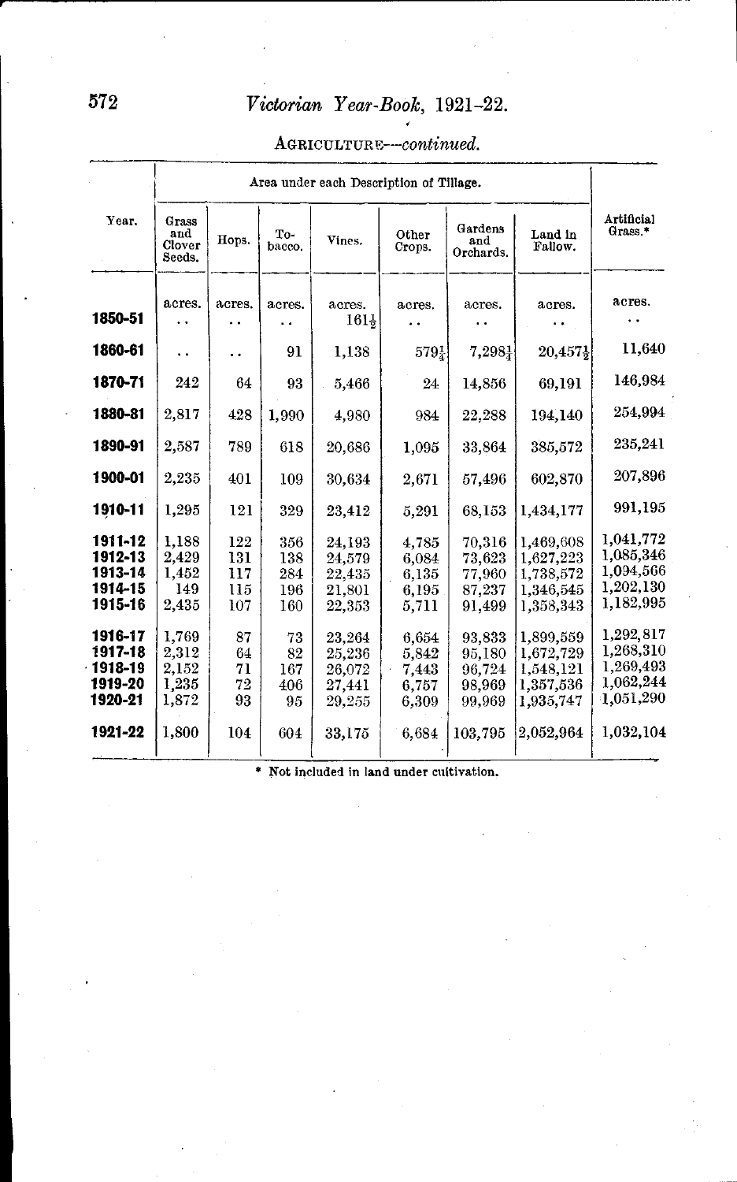AGRICULTURE—*continued.*

| Year. | Area under each Description of Tillage. | | | | | | | Artificial Grass.* |
|---|---|---|---|---|---|---|---|---|
| | Grass and Clover Seeds. | Hops. | To-bacco. | Vines. | Other Crops. | Gardens and Orchards. | Land in Fallow. | |
| | acres. | acres. | acres. | acres. | acres. | acres. | acres. | acres. |
| **1850-51** | .. | .. | .. | 161½ | .. | .. | .. | .. |
| **1860-61** | .. | .. | 91 | 1,138 | 579¼ | 7,298¼ | 20,457½ | 11,640 |
| **1870-71** | 242 | 64 | 93 | 5,466 | 24 | 14,856 | 69,191 | 146,984 |
| **1880-81** | 2,817 | 428 | 1,990 | 4,980 | 984 | 22,288 | 194,140 | 254,994 |
| **1890-91** | 2,587 | 789 | 618 | 20,686 | 1,095 | 33,864 | 385,572 | 235,241 |
| **1900-01** | 2,235 | 401 | 109 | 30,634 | 2,671 | 57,496 | 602,870 | 207,896 |
| **1910-11** | 1,295 | 121 | 329 | 23,412 | 5,291 | 68,153 | 1,434,177 | 991,195 |
| **1911-12** | 1,188 | 122 | 356 | 24,193 | 4,785 | 70,316 | 1,469,608 | 1,041,772 |
| **1912-13** | 2,429 | 131 | 138 | 24,579 | 6,084 | 73,623 | 1,627,223 | 1,085,346 |
| **1913-14** | 1,452 | 117 | 284 | 22,435 | 6,135 | 77,960 | 1,738,572 | 1,094,566 |
| **1914-15** | 149 | 115 | 196 | 21,801 | 6,195 | 87,237 | 1,346,545 | 1,202,130 |
| **1915-16** | 2,435 | 107 | 160 | 22,353 | 5,711 | 91,499 | 1,358,343 | 1,182,995 |
| **1916-17** | 1,769 | 87 | 73 | 23,264 | 6,654 | 93,833 | 1,899,559 | 1,292,817 |
| **1917-18** | 2,312 | 64 | 82 | 25,236 | 5,842 | 95,180 | 1,672,729 | 1,268,310 |
| **1918-19** | 2,152 | 71 | 167 | 26,072 | 7,443 | 96,724 | 1,548,121 | 1,269,493 |
| **1919-20** | 1,235 | 72 | 406 | 27,441 | 6,757 | 98,969 | 1,357,536 | 1,062,244 |
| **1920-21** | 1,872 | 93 | 95 | 29,255 | 6,309 | 99,969 | 1,935,747 | 1,051,290 |
| **1921-22** | 1,800 | 104 | 604 | 33,175 | 6,684 | 103,795 | 2,052,964 | 1,032,104 |

\* Not included in land under cultivation.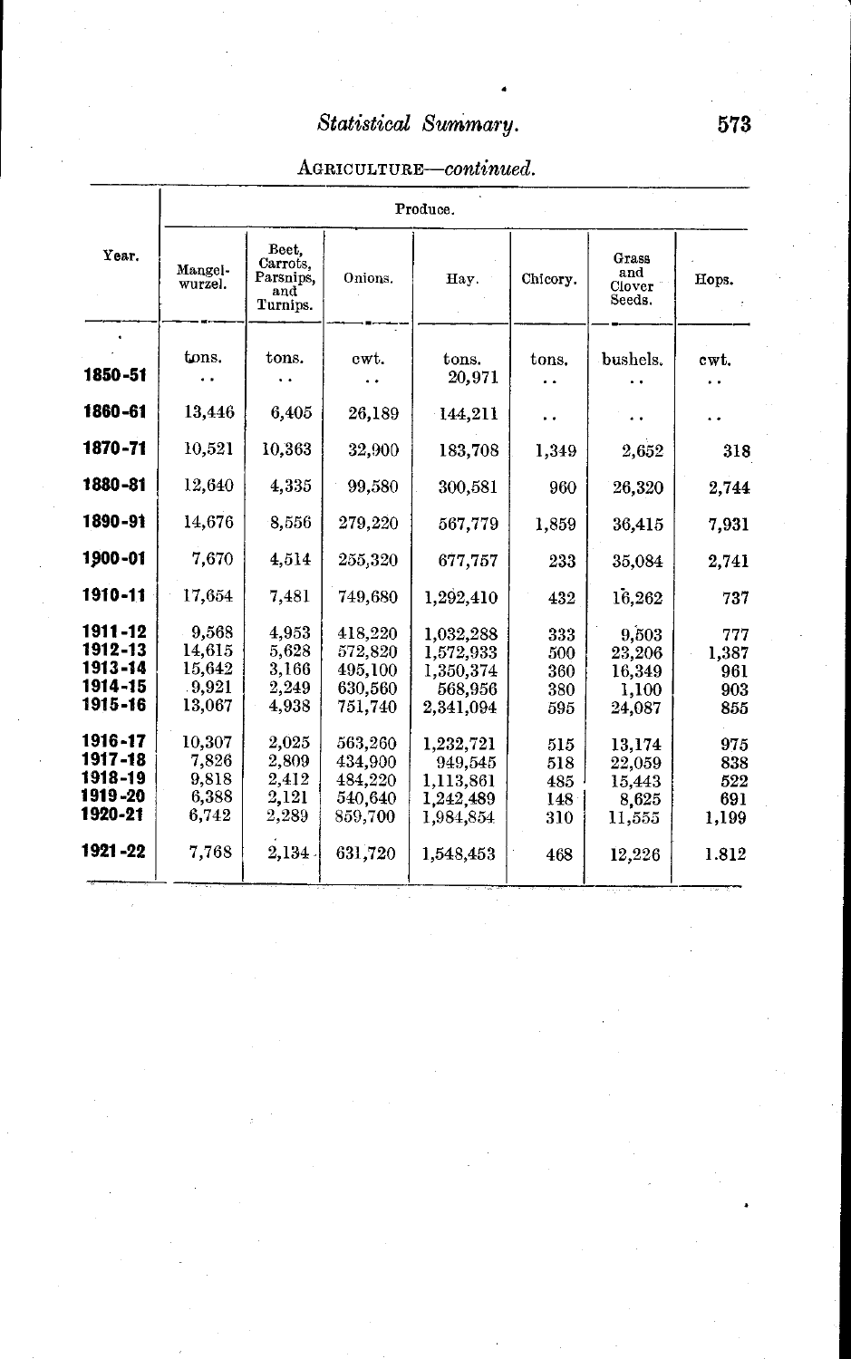## AGRICULTURE—*continued.*

| Year. | Produce. | | | | | | |
|---|---|---|---|---|---|---|---|
| | Mangel-wurzel. | Beet, Carrots, Parsnips, and Turnips. | Onions. | Hay. | Chicory. | Grass and Clover Seeds. | Hops. |
| | tons. | tons. | cwt. | tons. | tons. | bushels. | cwt. |
| **1850-51** | .. | .. | .. | 20,971 | .. | .. | .. |
| **1860-61** | 13,446 | 6,405 | 26,189 | 144,211 | .. | .. | .. |
| **1870-71** | 10,521 | 10,363 | 32,900 | 183,708 | 1,349 | 2,652 | 318 |
| **1880-81** | 12,640 | 4,335 | 99,580 | 300,581 | 960 | 26,320 | 2,744 |
| **1890-91** | 14,676 | 8,556 | 279,220 | 567,779 | 1,859 | 36,415 | 7,931 |
| **1900-01** | 7,670 | 4,514 | 255,320 | 677,757 | 233 | 35,084 | 2,741 |
| **1910-11** | 17,654 | 7,481 | 749,680 | 1,292,410 | 432 | 16,262 | 737 |
| **1911-12** | 9,568 | 4,953 | 418,220 | 1,032,288 | 333 | 9,503 | 777 |
| **1912-13** | 14,615 | 5,628 | 572,820 | 1,572,933 | 500 | 23,206 | 1,387 |
| **1913-14** | 15,642 | 3,166 | 495,100 | 1,350,374 | 360 | 16,349 | 961 |
| **1914-15** | 9,921 | 2,249 | 630,560 | 568,956 | 380 | 1,100 | 903 |
| **1915-16** | 13,067 | 4,938 | 751,740 | 2,341,094 | 595 | 24,087 | 855 |
| **1916-17** | 10,307 | 2,025 | 563,260 | 1,232,721 | 515 | 13,174 | 975 |
| **1917-18** | 7,826 | 2,809 | 434,900 | 949,545 | 518 | 22,059 | 838 |
| **1918-19** | 9,818 | 2,412 | 484,220 | 1,113,861 | 485 | 15,443 | 522 |
| **1919-20** | 6,388 | 2,121 | 540,640 | 1,242,489 | 148 | 8,625 | 691 |
| **1920-21** | 6,742 | 2,289 | 859,700 | 1,984,854 | 310 | 11,555 | 1,199 |
| **1921-22** | 7,768 | 2,134 | 631,720 | 1,548,453 | 468 | 12,226 | 1.812 |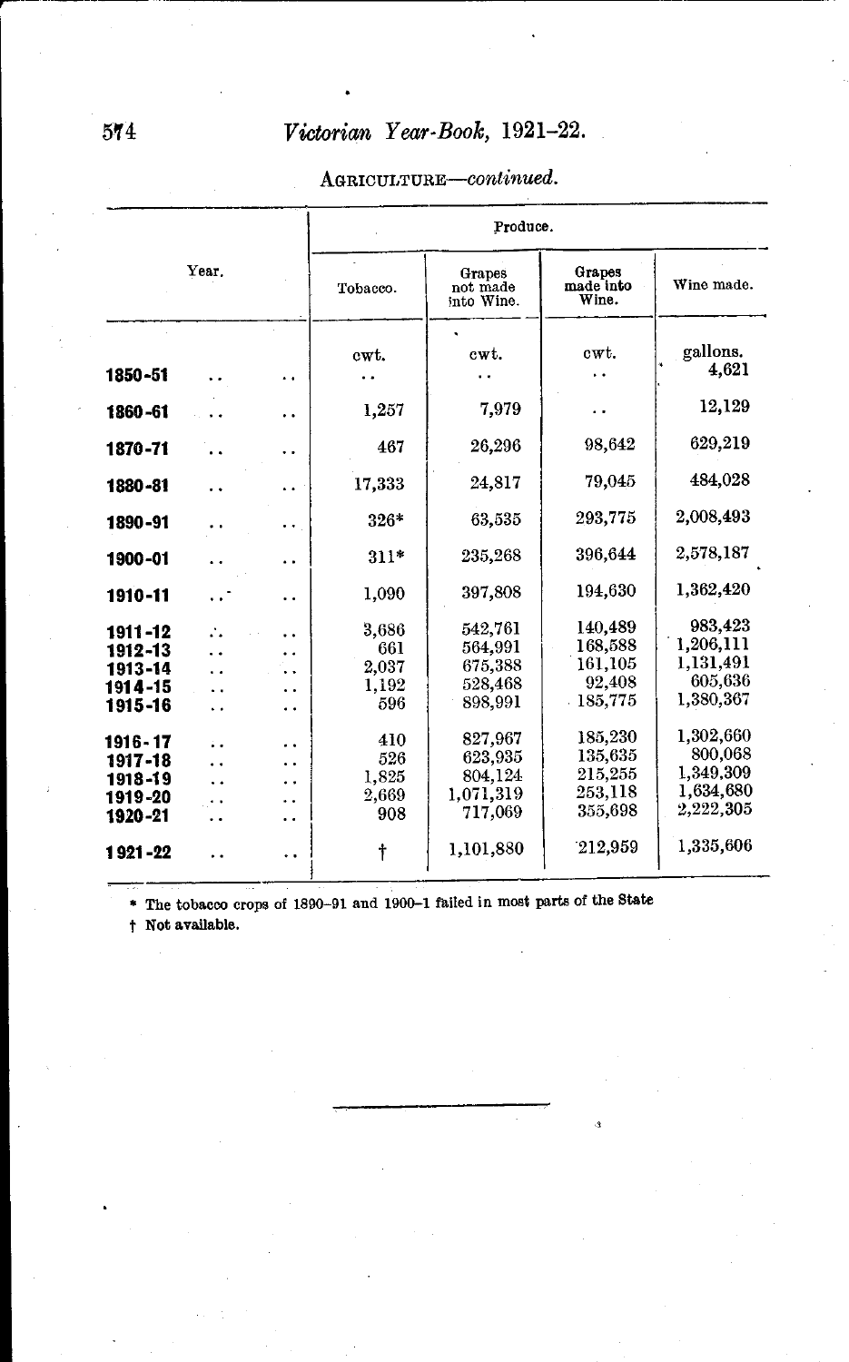AGRICULTURE—*continued.*

| Year. | Produce. | | | |
|---|---|---|---|---|
| | Tobacco. | Grapes not made into Wine. | Grapes made into Wine. | Wine made. |
| | cwt. | cwt. | cwt. | gallons. |
| 1850-51 .. .. | .. | .. | .. | 4,621 |
| 1860-61 .. .. | 1,257 | 7,979 | .. | 12,129 |
| 1870-71 .. .. | 467 | 26,296 | 98,642 | 629,219 |
| 1880-81 .. .. | 17,333 | 24,817 | 79,045 | 484,028 |
| 1890-91 .. .. | 326* | 63,535 | 293,775 | 2,008,493 |
| 1900-01 .. .. | 311* | 235,268 | 396,644 | 2,578,187 |
| 1910-11 .. .. | 1,090 | 397,808 | 194,630 | 1,362,420 |
| 1911-12 .. .. | 3,686 | 542,761 | 140,489 | 983,423 |
| 1912-13 .. .. | 661 | 564,991 | 168,588 | 1,206,111 |
| 1913-14 .. .. | 2,037 | 675,388 | 161,105 | 1,131,491 |
| 1914-15 .. .. | 1,192 | 528,468 | 92,408 | 605,636 |
| 1915-16 .. .. | 596 | 898,991 | 185,775 | 1,380,367 |
| 1916-17 .. .. | 410 | 827,967 | 185,230 | 1,302,660 |
| 1917-18 .. .. | 526 | 623,935 | 135,635 | 800,068 |
| 1918-19 .. .. | 1,825 | 804,124 | 215,255 | 1,349,309 |
| 1919-20 .. .. | 2,669 | 1,071,319 | 253,118 | 1,634,680 |
| 1920-21 .. .. | 908 | 717,069 | 355,698 | 2,222,305 |
| 1921-22 .. .. | † | 1,101,880 | 212,959 | 1,335,606 |

\* The tobacco crops of 1890–91 and 1900–1 failed in most parts of the State

† Not available.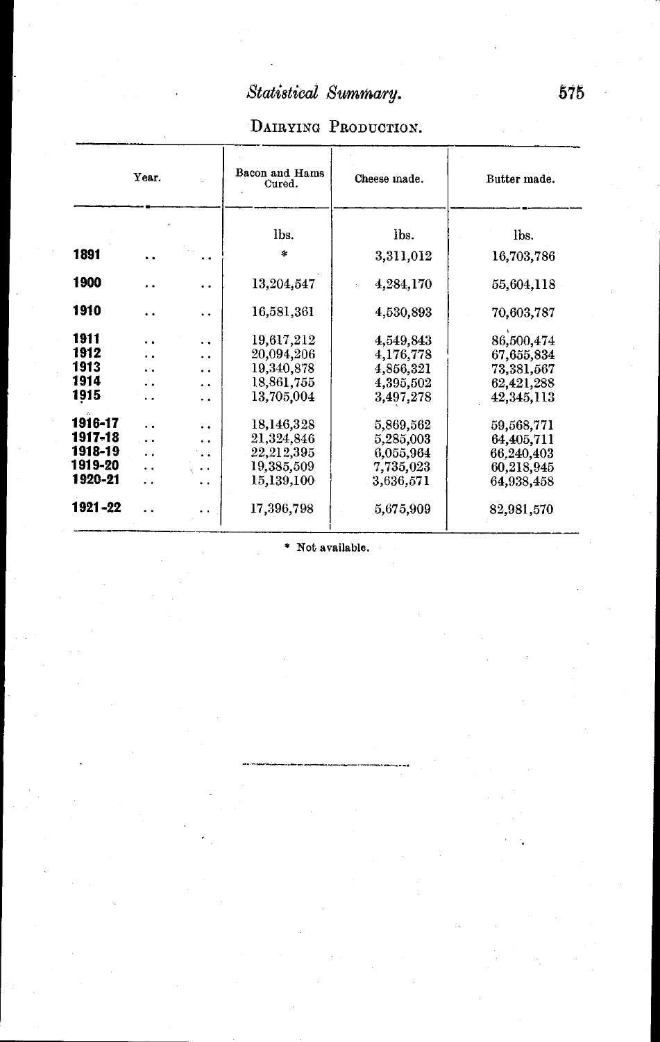## DAIRYING PRODUCTION.

| Year. | Bacon and Hams Cured. | Cheese made. | Butter made. |
|---|---|---|---|
| | lbs. | lbs. | lbs. |
| **1891** | * | 3,311,012 | 16,703,786 |
| **1900** | 13,204,547 | 4,284,170 | 55,604,118 |
| **1910** | 16,581,361 | 4,530,893 | 70,603,787 |
| **1911** | 19,617,212 | 4,549,843 | 86,500,474 |
| **1912** | 20,094,206 | 4,176,778 | 67,655,834 |
| **1913** | 19,340,878 | 4,856,321 | 73,381,567 |
| **1914** | 18,861,755 | 4,395,502 | 62,421,288 |
| **1915** | 13,705,004 | 3,497,278 | 42,345,113 |
| **1916-17** | 18,146,328 | 5,869,562 | 59,568,771 |
| **1917-18** | 21,324,846 | 5,285,003 | 64,405,711 |
| **1918-19** | 22,212,395 | 6,055,964 | 66,240,403 |
| **1919-20** | 19,385,509 | 7,735,023 | 60,218,945 |
| **1920-21** | 15,139,100 | 3,636,571 | 64,938,458 |
| **1921-22** | 17,396,798 | 5,675,909 | 82,981,570 |

* Not available.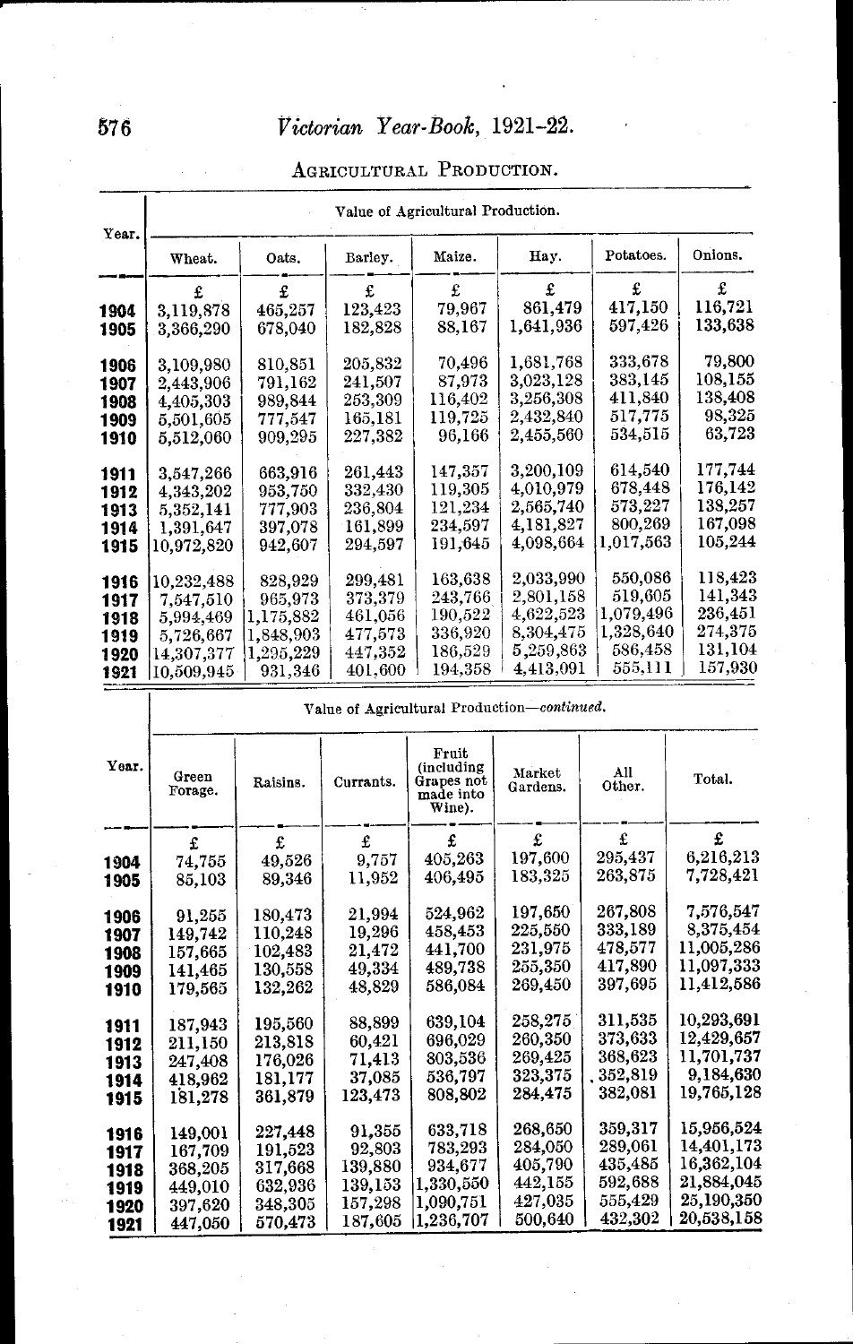## Agricultural Production.

| Year. | Value of Agricultural Production. | | | | | | |
|---|---|---|---|---|---|---|---|
| | Wheat. | Oats. | Barley. | Maize. | Hay. | Potatoes. | Onions. |
| | £ | £ | £ | £ | £ | £ | £ |
| 1904 | 3,119,878 | 465,257 | 123,423 | 79,967 | 861,479 | 417,150 | 116,721 |
| 1905 | 3,366,290 | 678,040 | 182,828 | 88,167 | 1,641,936 | 597,426 | 133,638 |
| 1906 | 3,109,980 | 810,851 | 205,832 | 70,496 | 1,681,768 | 333,678 | 79,800 |
| 1907 | 2,443,906 | 791,162 | 241,507 | 87,973 | 3,023,128 | 383,145 | 108,155 |
| 1908 | 4,405,303 | 989,844 | 253,309 | 116,402 | 3,256,308 | 411,840 | 138,408 |
| 1909 | 5,501,605 | 777,547 | 165,181 | 119,725 | 2,432,840 | 517,775 | 98,325 |
| 1910 | 5,512,060 | 909,295 | 227,382 | 96,166 | 2,455,560 | 534,515 | 63,723 |
| 1911 | 3,547,266 | 663,916 | 261,443 | 147,357 | 3,200,109 | 614,540 | 177,744 |
| 1912 | 4,343,202 | 953,750 | 332,430 | 119,305 | 4,010,979 | 678,448 | 176,142 |
| 1913 | 5,352,141 | 777,903 | 236,804 | 121,234 | 2,565,740 | 573,227 | 138,257 |
| 1914 | 1,391,647 | 397,078 | 161,899 | 234,597 | 4,181,827 | 800,269 | 167,098 |
| 1915 | 10,972,820 | 942,607 | 294,597 | 191,645 | 4,098,664 | 1,017,563 | 105,244 |
| 1916 | 10,232,488 | 828,929 | 299,481 | 163,638 | 2,033,990 | 550,086 | 118,423 |
| 1917 | 7,547,510 | 965,973 | 373,379 | 243,766 | 2,801,158 | 519,605 | 141,343 |
| 1918 | 5,994,469 | 1,175,882 | 461,056 | 190,522 | 4,622,523 | 1,079,496 | 236,451 |
| 1919 | 5,726,667 | 1,848,903 | 477,573 | 336,920 | 8,304,475 | 1,328,640 | 274,375 |
| 1920 | 14,307,377 | 1,295,229 | 447,352 | 186,529 | 5,259,863 | 586,458 | 131,104 |
| 1921 | 10,509,945 | 931,346 | 401,600 | 194,358 | 4,413,091 | 555,111 | 157,930 |

| Year. | Value of Agricultural Production—*continued.* | | | | | | |
|---|---|---|---|---|---|---|---|
| | Green Forage. | Raisins. | Currants. | Fruit (including Grapes not made into Wine). | Market Gardens. | All Other. | Total. |
| | £ | £ | £ | £ | £ | £ | £ |
| 1904 | 74,755 | 49,526 | 9,757 | 405,263 | 197,600 | 295,437 | 6,216,213 |
| 1905 | 85,103 | 89,346 | 11,952 | 406,495 | 183,325 | 263,875 | 7,728,421 |
| 1906 | 91,255 | 180,473 | 21,994 | 524,962 | 197,650 | 267,808 | 7,576,547 |
| 1907 | 149,742 | 110,248 | 19,296 | 458,453 | 225,550 | 333,189 | 8,375,454 |
| 1908 | 157,665 | 102,483 | 21,472 | 441,700 | 231,975 | 478,577 | 11,005,286 |
| 1909 | 141,465 | 130,558 | 49,334 | 489,738 | 255,350 | 417,890 | 11,097,333 |
| 1910 | 179,565 | 132,262 | 48,829 | 586,084 | 269,450 | 397,695 | 11,412,586 |
| 1911 | 187,943 | 195,560 | 88,899 | 639,104 | 258,275 | 311,535 | 10,293,691 |
| 1912 | 211,150 | 213,818 | 60,421 | 696,029 | 260,350 | 373,633 | 12,429,657 |
| 1913 | 247,408 | 176,026 | 71,413 | 803,536 | 269,425 | 368,623 | 11,701,737 |
| 1914 | 418,962 | 181,177 | 37,085 | 536,797 | 323,375 | 352,819 | 9,184,630 |
| 1915 | 181,278 | 361,879 | 123,473 | 808,802 | 284,475 | 382,081 | 19,765,128 |
| 1916 | 149,001 | 227,448 | 91,355 | 633,718 | 268,650 | 359,317 | 15,956,524 |
| 1917 | 167,709 | 191,523 | 92,803 | 783,293 | 284,050 | 289,061 | 14,401,173 |
| 1918 | 368,205 | 317,668 | 139,880 | 934,677 | 405,790 | 435,485 | 16,362,104 |
| 1919 | 449,010 | 632,936 | 139,153 | 1,330,550 | 442,155 | 592,688 | 21,884,045 |
| 1920 | 397,620 | 348,305 | 157,298 | 1,090,751 | 427,035 | 555,429 | 25,190,350 |
| 1921 | 447,050 | 570,473 | 187,605 | 1,236,707 | 500,640 | 432,302 | 20,538,158 |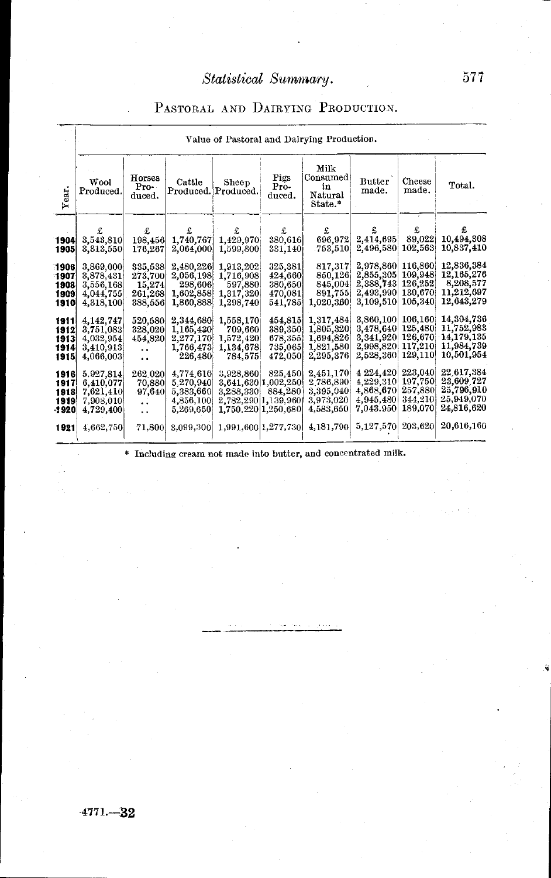## PASTORAL AND DAIRYING PRODUCTION.

| Year. | Wool Produced. | Horses Produced. | Cattle Produced. | Sheep Produced. | Pigs Produced. | Milk Consumed in Natural State.* | Butter made. | Cheese made. | Total. |
|---|---|---|---|---|---|---|---|---|---|
| | Value of Pastoral and Dairying Production. | | | | | | | | |
| | £ | £ | £ | £ | £ | £ | £ | £ | £ |
| 1904 | 3,543,810 | 198,456 | 1,740,767 | 1,429,970 | 380,616 | 696,972 | 2,414,695 | 89,022 | 10,494,308 |
| 1905 | 3,313,550 | 176,267 | 2,064,000 | 1,599,800 | 331,140 | 753,510 | 2,496,580 | 102,563 | 10,837,410 |
| 1906 | 3,869,000 | 335,538 | 2,480,226 | 1,913,202 | 325,381 | 817,317 | 2,978,860 | 116,860 | 12,836,384 |
| 1907 | 3,878,431 | 273,700 | 2,056,198 | 1,716,908 | 424,660 | 850,126 | 2,855,305 | 109,948 | 12,165,276 |
| 1908 | 3,556,168 | 15,274 | 298,606 | 597,880 | 380,650 | 845,004 | 2,388,743 | 126,252 | 8,208,577 |
| 1909 | 4,044,755 | 261,268 | 1,602,858 | 1,317,320 | 470,081 | 891,755 | 2,493,990 | 130,670 | 11,212,697 |
| 1910 | 4,318,100 | 388,556 | 1,860,888 | 1,298,740 | 541,785 | 1,020,360 | 3,109,510 | 105,340 | 12,643,279 |
| 1911 | 4,142,747 | 520,580 | 2,344,680 | 1,558,170 | 454,815 | 1,317,484 | 3,860,100 | 106,160 | 14,304,736 |
| 1912 | 3,751,083 | 328,020 | 1,165,420 | 709,660 | 389,350 | 1,805,320 | 3,478,640 | 125,480 | 11,752,983 |
| 1913 | 4,032,954 | 454,820 | 2,277,170 | 1,572,420 | 678,355 | 1,694,826 | 3,341,920 | 126,670 | 14,179,135 |
| 1914 | 3,410,913 | .. | 1,766,473 | 1,134,678 | 735,065 | 1,821,580 | 2,998,820 | 117,210 | 11,984,739 |
| 1915 | 4,066,003 | .. | 226,480 | 784,575 | 472,050 | 2,295,376 | 2,528,360 | 129,110 | 10,501,954 |
| 1916 | 5,927,814 | 262,020 | 4,774,610 | 3,928,860 | 825,450 | 2,451,170 | 4,224,420 | 223,040 | 22,617,384 |
| 1917 | 6,410,077 | 70,880 | 5,270,940 | 3,641,630 | 1,002,250 | 2,786,890 | 4,229,310 | 197,750 | 23,609,727 |
| 1918 | 7,621,410 | 97,640 | 5,383,660 | 3,288,330 | 884,280 | 3,395,940 | 4,868,670 | 257,880 | 25,796,910 |
| 1919 | 7,908,010 | .. | 4,856,100 | 2,782,290 | 1,139,960 | 3,973,020 | 4,945,480 | 344,210 | 25,949,070 |
| 1920 | 4,729,400 | .. | 5,269,650 | 1,750,220 | 1,250,680 | 4,583,650 | 7,043,950 | 189,070 | 24,816,620 |
| 1921 | 4,662,750 | 71,800 | 3,099,300 | 1,991,600 | 1,277,730 | 4,181,790 | 5,127,570 | 203,620 | 20,616,160 |

\* Including cream not made into butter, and concentrated milk.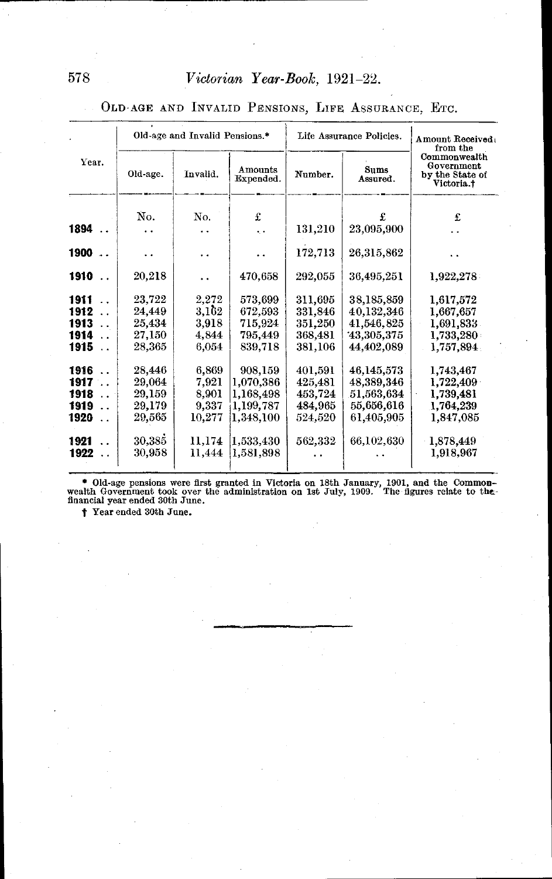## OLD-AGE AND INVALID PENSIONS, LIFE ASSURANCE, ETC.

| Year. | Old-age and Invalid Pensions.* | | | Life Assurance Policies. | | Amount Received from the Commonwealth Government by the State of Victoria.† |
|---|---|---|---|---|---|---|
| | Old-age. | Invalid. | Amounts Expended. | Number. | Sums Assured. | |
| | No. | No. | £ | | £ | £ |
| 1894 .. | .. | .. | .. | 131,210 | 23,095,900 | .. |
| 1900 .. | .. | .. | .. | 172,713 | 26,315,862 | .. |
| 1910 .. | 20,218 | .. | 470,658 | 292,055 | 36,495,251 | 1,922,278 |
| 1911 .. | 23,722 | 2,272 | 573,699 | 311,695 | 38,185,859 | 1,617,572 |
| 1912 .. | 24,449 | 3,162 | 672,593 | 331,846 | 40,132,346 | 1,667,657 |
| 1913 .. | 25,434 | 3,918 | 715,924 | 351,250 | 41,546,825 | 1,691,833 |
| 1914 .. | 27,150 | 4,844 | 795,449 | 368,481 | 43,305,375 | 1,733,280 |
| 1915 .. | 28,365 | 6,054 | 839,718 | 381,106 | 44,402,089 | 1,757,894 |
| 1916 .. | 28,446 | 6,869 | 908,159 | 401,591 | 46,145,573 | 1,743,467 |
| 1917 .. | 29,064 | 7,921 | 1,070,386 | 425,481 | 48,389,346 | 1,722,409 |
| 1918 .. | 29,159 | 8,901 | 1,168,498 | 453,724 | 51,563,634 | 1,739,481 |
| 1919 .. | 29,179 | 9,337 | 1,199,787 | 484,965 | 55,656,616 | 1,764,239 |
| 1920 .. | 29,565 | 10,277 | 1,348,100 | 524,520 | 61,405,905 | 1,847,085 |
| 1921 .. | 30,385 | 11,174 | 1,533,430 | 562,332 | 66,102,630 | 1,878,449 |
| 1922 .. | 30,958 | 11,444 | 1,581,898 | .. | .. | 1,918,967 |

\* Old-age pensions were first granted in Victoria on 18th January, 1901, and the Commonwealth Government took over the administration on 1st July, 1909. The figures relate to the financial year ended 30th June.

† Year ended 30th June.